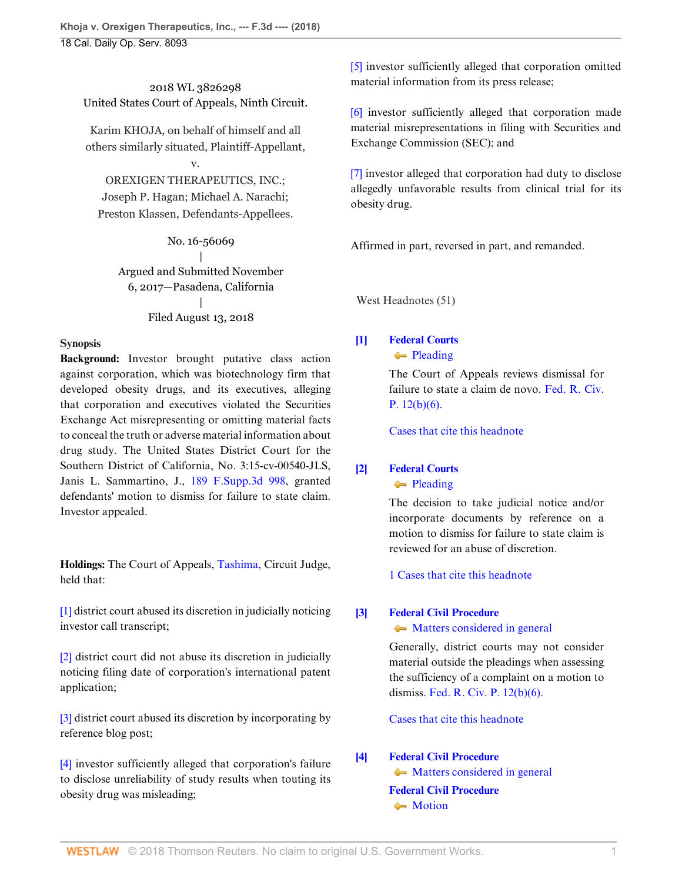2018 WL 3826298
United States Court of Appeals, Ninth Circuit.

Karim KHOJA, on behalf of himself and all others similarly situated, Plaintiff-Appellant,
v.
OREXIGEN THERAPEUTICS, INC.; Joseph P. Hagan; Michael A. Narachi; Preston Klassen, Defendants-Appellees.

No. 16-56069
|
Argued and Submitted November 6, 2017—Pasadena, California
|
Filed August 13, 2018

**Synopsis**

**Background:** Investor brought putative class action against corporation, which was biotechnology firm that developed obesity drugs, and its executives, alleging that corporation and executives violated the Securities Exchange Act misrepresenting or omitting material facts to conceal the truth or adverse material information about drug study. The United States District Court for the Southern District of California, No. 3:15-cv-00540-JLS, Janis L. Sammartino, J., 189 F.Supp.3d 998, granted defendants' motion to dismiss for failure to state claim. Investor appealed.

**Holdings:** The Court of Appeals, Tashima, Circuit Judge, held that:

[1] district court abused its discretion in judicially noticing investor call transcript;

[2] district court did not abuse its discretion in judicially noticing filing date of corporation's international patent application;

[3] district court abused its discretion by incorporating by reference blog post;

[4] investor sufficiently alleged that corporation's failure to disclose unreliability of study results when touting its obesity drug was misleading;

[5] investor sufficiently alleged that corporation omitted material information from its press release;

[6] investor sufficiently alleged that corporation made material misrepresentations in filing with Securities and Exchange Commission (SEC); and

[7] investor alleged that corporation had duty to disclose allegedly unfavorable results from clinical trial for its obesity drug.

Affirmed in part, reversed in part, and remanded.

West Headnotes (51)

**[1]** Federal Courts
Pleading

The Court of Appeals reviews dismissal for failure to state a claim de novo. Fed. R. Civ. P. 12(b)(6).

Cases that cite this headnote

**[2]** Federal Courts
Pleading

The decision to take judicial notice and/or incorporate documents by reference on a motion to dismiss for failure to state claim is reviewed for an abuse of discretion.

1 Cases that cite this headnote

**[3]** Federal Civil Procedure
Matters considered in general

Generally, district courts may not consider material outside the pleadings when assessing the sufficiency of a complaint on a motion to dismiss. Fed. R. Civ. P. 12(b)(6).

Cases that cite this headnote

**[4]** Federal Civil Procedure
Matters considered in general
Federal Civil Procedure
Motion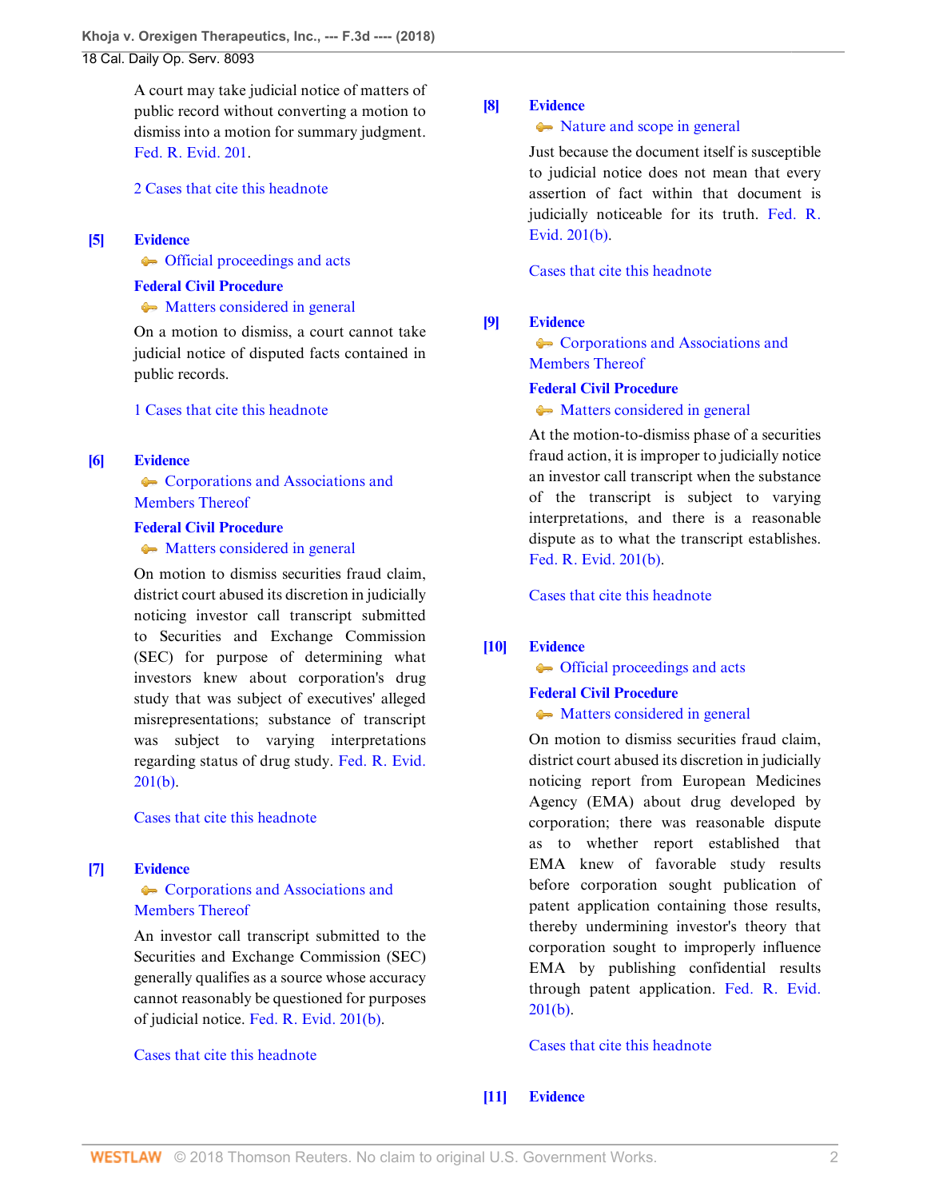A court may take judicial notice of matters of public record without converting a motion to dismiss into a motion for summary judgment. Fed. R. Evid. 201.

2 Cases that cite this headnote

**[5]** **Evidence**
Official proceedings and acts
**Federal Civil Procedure**
Matters considered in general

On a motion to dismiss, a court cannot take judicial notice of disputed facts contained in public records.

1 Cases that cite this headnote

**[6]** **Evidence**
Corporations and Associations and Members Thereof
**Federal Civil Procedure**
Matters considered in general

On motion to dismiss securities fraud claim, district court abused its discretion in judicially noticing investor call transcript submitted to Securities and Exchange Commission (SEC) for purpose of determining what investors knew about corporation's drug study that was subject of executives' alleged misrepresentations; substance of transcript was subject to varying interpretations regarding status of drug study. Fed. R. Evid. 201(b).

Cases that cite this headnote

**[7]** **Evidence**
Corporations and Associations and Members Thereof

An investor call transcript submitted to the Securities and Exchange Commission (SEC) generally qualifies as a source whose accuracy cannot reasonably be questioned for purposes of judicial notice. Fed. R. Evid. 201(b).

Cases that cite this headnote

**[8]** **Evidence**
Nature and scope in general

Just because the document itself is susceptible to judicial notice does not mean that every assertion of fact within that document is judicially noticeable for its truth. Fed. R. Evid. 201(b).

Cases that cite this headnote

**[9]** **Evidence**
Corporations and Associations and Members Thereof
**Federal Civil Procedure**
Matters considered in general

At the motion-to-dismiss phase of a securities fraud action, it is improper to judicially notice an investor call transcript when the substance of the transcript is subject to varying interpretations, and there is a reasonable dispute as to what the transcript establishes. Fed. R. Evid. 201(b).

Cases that cite this headnote

**[10]** **Evidence**
Official proceedings and acts
**Federal Civil Procedure**
Matters considered in general

On motion to dismiss securities fraud claim, district court abused its discretion in judicially noticing report from European Medicines Agency (EMA) about drug developed by corporation; there was reasonable dispute as to whether report established that EMA knew of favorable study results before corporation sought publication of patent application containing those results, thereby undermining investor's theory that corporation sought to improperly influence EMA by publishing confidential results through patent application. Fed. R. Evid. 201(b).

Cases that cite this headnote

**[11]** **Evidence**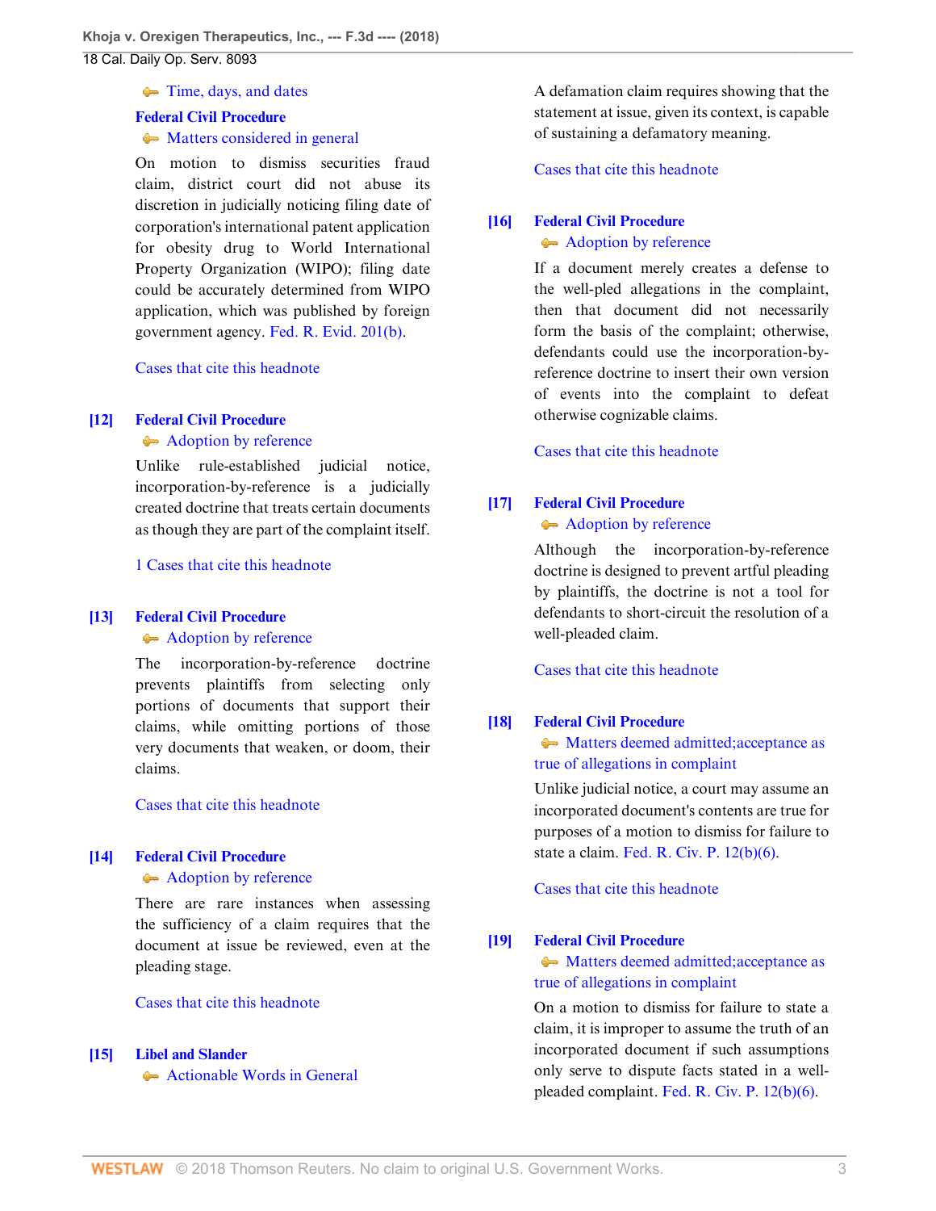Time, days, and dates

**Federal Civil Procedure**

Matters considered in general

On motion to dismiss securities fraud claim, district court did not abuse its discretion in judicially noticing filing date of corporation's international patent application for obesity drug to World International Property Organization (WIPO); filing date could be accurately determined from WIPO application, which was published by foreign government agency. Fed. R. Evid. 201(b).

Cases that cite this headnote

**[12] Federal Civil Procedure**

Adoption by reference

Unlike rule-established judicial notice, incorporation-by-reference is a judicially created doctrine that treats certain documents as though they are part of the complaint itself.

1 Cases that cite this headnote

**[13] Federal Civil Procedure**

Adoption by reference

The incorporation-by-reference doctrine prevents plaintiffs from selecting only portions of documents that support their claims, while omitting portions of those very documents that weaken, or doom, their claims.

Cases that cite this headnote

**[14] Federal Civil Procedure**

Adoption by reference

There are rare instances when assessing the sufficiency of a claim requires that the document at issue be reviewed, even at the pleading stage.

Cases that cite this headnote

**[15] Libel and Slander**

Actionable Words in General

A defamation claim requires showing that the statement at issue, given its context, is capable of sustaining a defamatory meaning.

Cases that cite this headnote

**[16] Federal Civil Procedure**

Adoption by reference

If a document merely creates a defense to the well-pled allegations in the complaint, then that document did not necessarily form the basis of the complaint; otherwise, defendants could use the incorporation-by-reference doctrine to insert their own version of events into the complaint to defeat otherwise cognizable claims.

Cases that cite this headnote

**[17] Federal Civil Procedure**

Adoption by reference

Although the incorporation-by-reference doctrine is designed to prevent artful pleading by plaintiffs, the doctrine is not a tool for defendants to short-circuit the resolution of a well-pleaded claim.

Cases that cite this headnote

**[18] Federal Civil Procedure**

Matters deemed admitted;acceptance as true of allegations in complaint

Unlike judicial notice, a court may assume an incorporated document's contents are true for purposes of a motion to dismiss for failure to state a claim. Fed. R. Civ. P. 12(b)(6).

Cases that cite this headnote

**[19] Federal Civil Procedure**

Matters deemed admitted;acceptance as true of allegations in complaint

On a motion to dismiss for failure to state a claim, it is improper to assume the truth of an incorporated document if such assumptions only serve to dispute facts stated in a well-pleaded complaint. Fed. R. Civ. P. 12(b)(6).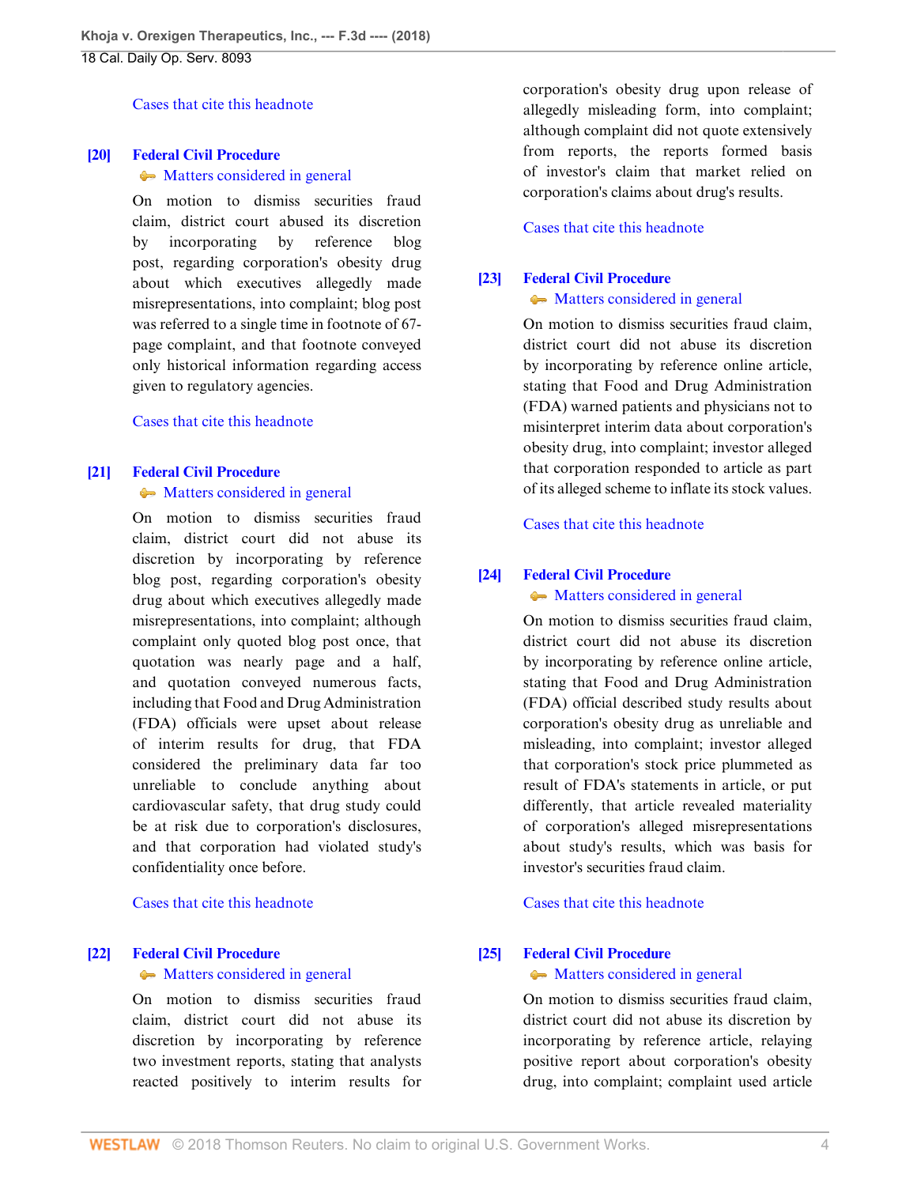Cases that cite this headnote

**[20]** **Federal Civil Procedure**
Matters considered in general

On motion to dismiss securities fraud claim, district court abused its discretion by incorporating by reference blog post, regarding corporation's obesity drug about which executives allegedly made misrepresentations, into complaint; blog post was referred to a single time in footnote of 67-page complaint, and that footnote conveyed only historical information regarding access given to regulatory agencies.

Cases that cite this headnote

**[21]** **Federal Civil Procedure**
Matters considered in general

On motion to dismiss securities fraud claim, district court did not abuse its discretion by incorporating by reference blog post, regarding corporation's obesity drug about which executives allegedly made misrepresentations, into complaint; although complaint only quoted blog post once, that quotation was nearly page and a half, and quotation conveyed numerous facts, including that Food and Drug Administration (FDA) officials were upset about release of interim results for drug, that FDA considered the preliminary data far too unreliable to conclude anything about cardiovascular safety, that drug study could be at risk due to corporation's disclosures, and that corporation had violated study's confidentiality once before.

Cases that cite this headnote

**[22]** **Federal Civil Procedure**
Matters considered in general

On motion to dismiss securities fraud claim, district court did not abuse its discretion by incorporating by reference two investment reports, stating that analysts reacted positively to interim results for corporation's obesity drug upon release of allegedly misleading form, into complaint; although complaint did not quote extensively from reports, the reports formed basis of investor's claim that market relied on corporation's claims about drug's results.

Cases that cite this headnote

**[23]** **Federal Civil Procedure**
Matters considered in general

On motion to dismiss securities fraud claim, district court did not abuse its discretion by incorporating by reference online article, stating that Food and Drug Administration (FDA) warned patients and physicians not to misinterpret interim data about corporation's obesity drug, into complaint; investor alleged that corporation responded to article as part of its alleged scheme to inflate its stock values.

Cases that cite this headnote

**[24]** **Federal Civil Procedure**
Matters considered in general

On motion to dismiss securities fraud claim, district court did not abuse its discretion by incorporating by reference online article, stating that Food and Drug Administration (FDA) official described study results about corporation's obesity drug as unreliable and misleading, into complaint; investor alleged that corporation's stock price plummeted as result of FDA's statements in article, or put differently, that article revealed materiality of corporation's alleged misrepresentations about study's results, which was basis for investor's securities fraud claim.

Cases that cite this headnote

**[25]** **Federal Civil Procedure**
Matters considered in general

On motion to dismiss securities fraud claim, district court did not abuse its discretion by incorporating by reference article, relaying positive report about corporation's obesity drug, into complaint; complaint used article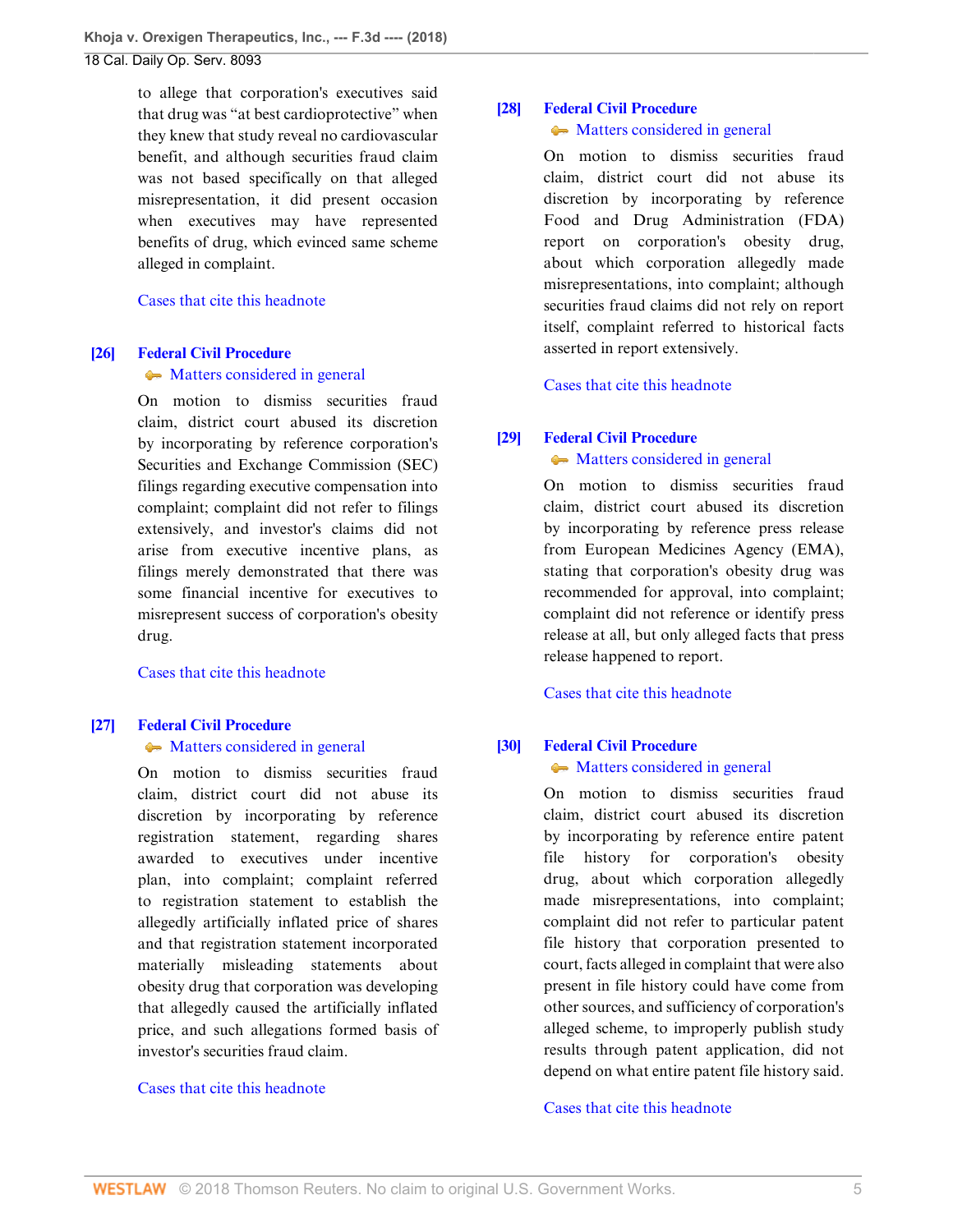to allege that corporation's executives said that drug was "at best cardioprotective" when they knew that study reveal no cardiovascular benefit, and although securities fraud claim was not based specifically on that alleged misrepresentation, it did present occasion when executives may have represented benefits of drug, which evinced same scheme alleged in complaint.

Cases that cite this headnote

**[26]** **Federal Civil Procedure**
Matters considered in general

On motion to dismiss securities fraud claim, district court abused its discretion by incorporating by reference corporation's Securities and Exchange Commission (SEC) filings regarding executive compensation into complaint; complaint did not refer to filings extensively, and investor's claims did not arise from executive incentive plans, as filings merely demonstrated that there was some financial incentive for executives to misrepresent success of corporation's obesity drug.

Cases that cite this headnote

**[27]** **Federal Civil Procedure**
Matters considered in general

On motion to dismiss securities fraud claim, district court did not abuse its discretion by incorporating by reference registration statement, regarding shares awarded to executives under incentive plan, into complaint; complaint referred to registration statement to establish the allegedly artificially inflated price of shares and that registration statement incorporated materially misleading statements about obesity drug that corporation was developing that allegedly caused the artificially inflated price, and such allegations formed basis of investor's securities fraud claim.

Cases that cite this headnote

**[28]** **Federal Civil Procedure**
Matters considered in general

On motion to dismiss securities fraud claim, district court did not abuse its discretion by incorporating by reference Food and Drug Administration (FDA) report on corporation's obesity drug, about which corporation allegedly made misrepresentations, into complaint; although securities fraud claims did not rely on report itself, complaint referred to historical facts asserted in report extensively.

Cases that cite this headnote

**[29]** **Federal Civil Procedure**
Matters considered in general

On motion to dismiss securities fraud claim, district court abused its discretion by incorporating by reference press release from European Medicines Agency (EMA), stating that corporation's obesity drug was recommended for approval, into complaint; complaint did not reference or identify press release at all, but only alleged facts that press release happened to report.

Cases that cite this headnote

**[30]** **Federal Civil Procedure**
Matters considered in general

On motion to dismiss securities fraud claim, district court abused its discretion by incorporating by reference entire patent file history for corporation's obesity drug, about which corporation allegedly made misrepresentations, into complaint; complaint did not refer to particular patent file history that corporation presented to court, facts alleged in complaint that were also present in file history could have come from other sources, and sufficiency of corporation's alleged scheme, to improperly publish study results through patent application, did not depend on what entire patent file history said.

Cases that cite this headnote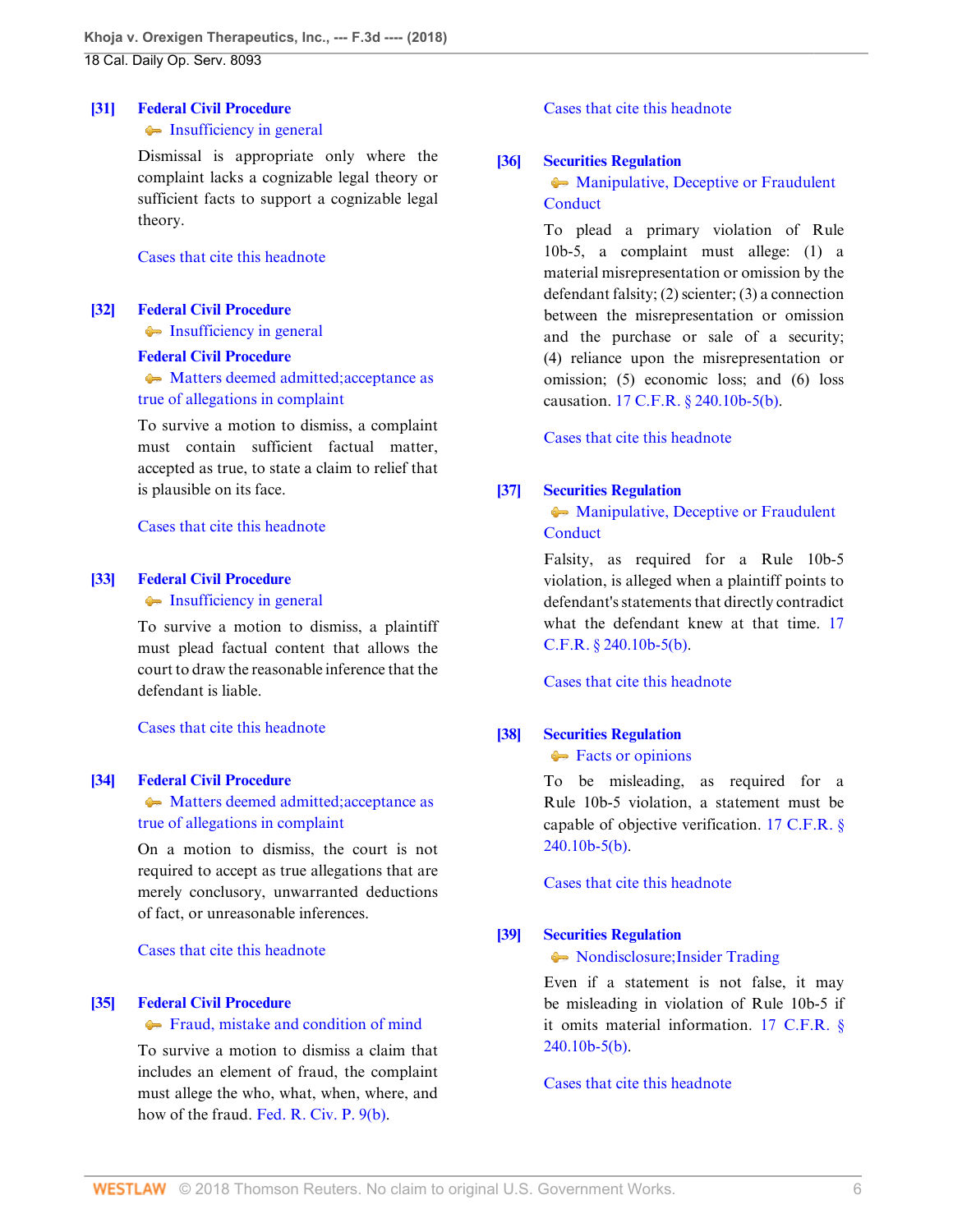**[31] Federal Civil Procedure**
Insufficiency in general

Dismissal is appropriate only where the complaint lacks a cognizable legal theory or sufficient facts to support a cognizable legal theory.

Cases that cite this headnote

**[32] Federal Civil Procedure**
Insufficiency in general
**Federal Civil Procedure**
Matters deemed admitted;acceptance as true of allegations in complaint

To survive a motion to dismiss, a complaint must contain sufficient factual matter, accepted as true, to state a claim to relief that is plausible on its face.

Cases that cite this headnote

**[33] Federal Civil Procedure**
Insufficiency in general

To survive a motion to dismiss, a plaintiff must plead factual content that allows the court to draw the reasonable inference that the defendant is liable.

Cases that cite this headnote

**[34] Federal Civil Procedure**
Matters deemed admitted;acceptance as true of allegations in complaint

On a motion to dismiss, the court is not required to accept as true allegations that are merely conclusory, unwarranted deductions of fact, or unreasonable inferences.

Cases that cite this headnote

**[35] Federal Civil Procedure**
Fraud, mistake and condition of mind

To survive a motion to dismiss a claim that includes an element of fraud, the complaint must allege the who, what, when, where, and how of the fraud. Fed. R. Civ. P. 9(b).

Cases that cite this headnote

**[36] Securities Regulation**
Manipulative, Deceptive or Fraudulent Conduct

To plead a primary violation of Rule 10b-5, a complaint must allege: (1) a material misrepresentation or omission by the defendant falsity; (2) scienter; (3) a connection between the misrepresentation or omission and the purchase or sale of a security; (4) reliance upon the misrepresentation or omission; (5) economic loss; and (6) loss causation. 17 C.F.R. § 240.10b-5(b).

Cases that cite this headnote

**[37] Securities Regulation**
Manipulative, Deceptive or Fraudulent Conduct

Falsity, as required for a Rule 10b-5 violation, is alleged when a plaintiff points to defendant's statements that directly contradict what the defendant knew at that time. 17 C.F.R. § 240.10b-5(b).

Cases that cite this headnote

**[38] Securities Regulation**
Facts or opinions

To be misleading, as required for a Rule 10b-5 violation, a statement must be capable of objective verification. 17 C.F.R. § 240.10b-5(b).

Cases that cite this headnote

**[39] Securities Regulation**
Nondisclosure;Insider Trading

Even if a statement is not false, it may be misleading in violation of Rule 10b-5 if it omits material information. 17 C.F.R. § 240.10b-5(b).

Cases that cite this headnote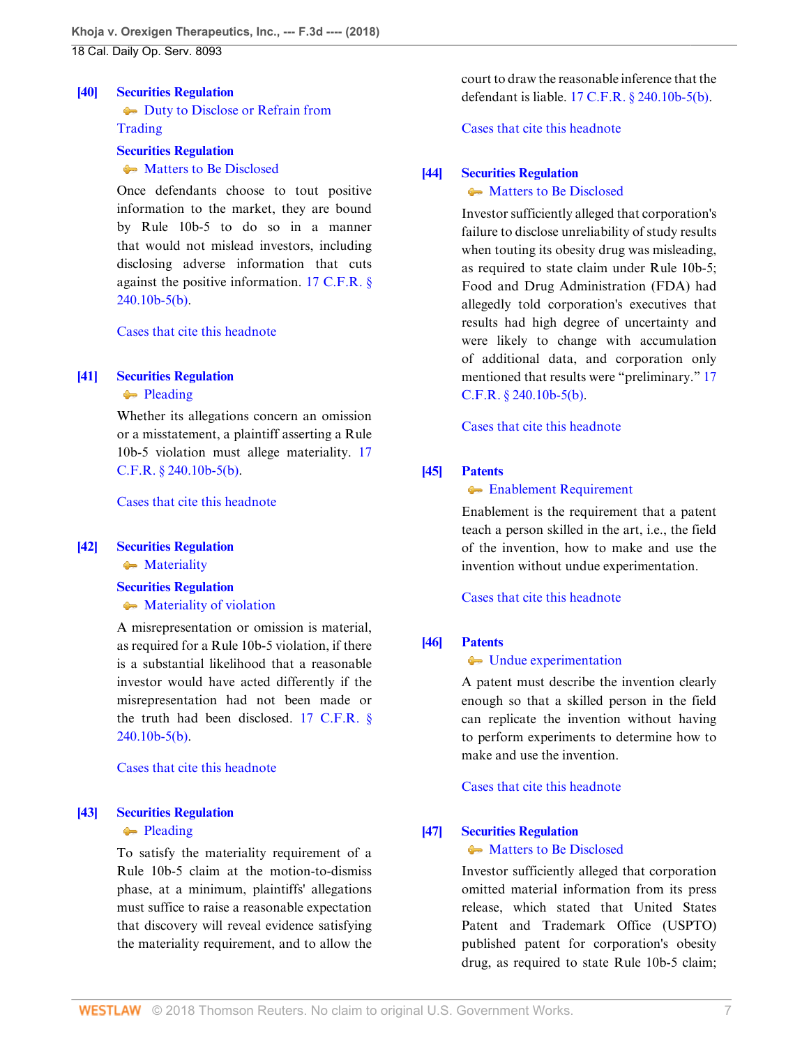**[40]** **Securities Regulation**
Duty to Disclose or Refrain from Trading

**Securities Regulation**
Matters to Be Disclosed

Once defendants choose to tout positive information to the market, they are bound by Rule 10b-5 to do so in a manner that would not mislead investors, including disclosing adverse information that cuts against the positive information. 17 C.F.R. § 240.10b-5(b).

Cases that cite this headnote

**[41]** **Securities Regulation**
Pleading

Whether its allegations concern an omission or a misstatement, a plaintiff asserting a Rule 10b-5 violation must allege materiality. 17 C.F.R. § 240.10b-5(b).

Cases that cite this headnote

**[42]** **Securities Regulation**
Materiality

**Securities Regulation**
Materiality of violation

A misrepresentation or omission is material, as required for a Rule 10b-5 violation, if there is a substantial likelihood that a reasonable investor would have acted differently if the misrepresentation had not been made or the truth had been disclosed. 17 C.F.R. § 240.10b-5(b).

Cases that cite this headnote

**[43]** **Securities Regulation**
Pleading

To satisfy the materiality requirement of a Rule 10b-5 claim at the motion-to-dismiss phase, at a minimum, plaintiffs' allegations must suffice to raise a reasonable expectation that discovery will reveal evidence satisfying the materiality requirement, and to allow the court to draw the reasonable inference that the defendant is liable. 17 C.F.R. § 240.10b-5(b).

Cases that cite this headnote

**[44]** **Securities Regulation**
Matters to Be Disclosed

Investor sufficiently alleged that corporation's failure to disclose unreliability of study results when touting its obesity drug was misleading, as required to state claim under Rule 10b-5; Food and Drug Administration (FDA) had allegedly told corporation's executives that results had high degree of uncertainty and were likely to change with accumulation of additional data, and corporation only mentioned that results were "preliminary." 17 C.F.R. § 240.10b-5(b).

Cases that cite this headnote

**[45]** **Patents**
Enablement Requirement

Enablement is the requirement that a patent teach a person skilled in the art, i.e., the field of the invention, how to make and use the invention without undue experimentation.

Cases that cite this headnote

**[46]** **Patents**
Undue experimentation

A patent must describe the invention clearly enough so that a skilled person in the field can replicate the invention without having to perform experiments to determine how to make and use the invention.

Cases that cite this headnote

**[47]** **Securities Regulation**
Matters to Be Disclosed

Investor sufficiently alleged that corporation omitted material information from its press release, which stated that United States Patent and Trademark Office (USPTO) published patent for corporation's obesity drug, as required to state Rule 10b-5 claim;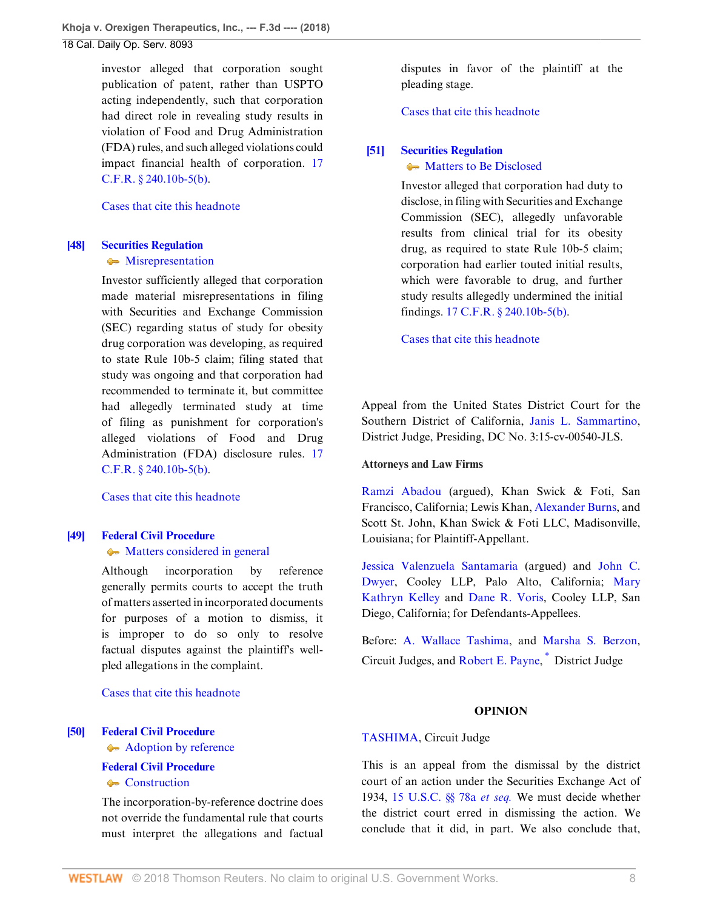investor alleged that corporation sought publication of patent, rather than USPTO acting independently, such that corporation had direct role in revealing study results in violation of Food and Drug Administration (FDA) rules, and such alleged violations could impact financial health of corporation. 17 C.F.R. § 240.10b-5(b).

Cases that cite this headnote

**[48] Securities Regulation**
Misrepresentation

Investor sufficiently alleged that corporation made material misrepresentations in filing with Securities and Exchange Commission (SEC) regarding status of study for obesity drug corporation was developing, as required to state Rule 10b-5 claim; filing stated that study was ongoing and that corporation had recommended to terminate it, but committee had allegedly terminated study at time of filing as punishment for corporation's alleged violations of Food and Drug Administration (FDA) disclosure rules. 17 C.F.R. § 240.10b-5(b).

Cases that cite this headnote

**[49] Federal Civil Procedure**
Matters considered in general

Although incorporation by reference generally permits courts to accept the truth of matters asserted in incorporated documents for purposes of a motion to dismiss, it is improper to do so only to resolve factual disputes against the plaintiff's well-pled allegations in the complaint.

Cases that cite this headnote

**[50] Federal Civil Procedure**
Adoption by reference

**Federal Civil Procedure**
Construction

The incorporation-by-reference doctrine does not override the fundamental rule that courts must interpret the allegations and factual disputes in favor of the plaintiff at the pleading stage.

Cases that cite this headnote

**[51] Securities Regulation**
Matters to Be Disclosed

Investor alleged that corporation had duty to disclose, in filing with Securities and Exchange Commission (SEC), allegedly unfavorable results from clinical trial for its obesity drug, as required to state Rule 10b-5 claim; corporation had earlier touted initial results, which were favorable to drug, and further study results allegedly undermined the initial findings. 17 C.F.R. § 240.10b-5(b).

Cases that cite this headnote

Appeal from the United States District Court for the Southern District of California, Janis L. Sammartino, District Judge, Presiding, DC No. 3:15-cv-00540-JLS.

**Attorneys and Law Firms**

Ramzi Abadou (argued), Khan Swick & Foti, San Francisco, California; Lewis Khan, Alexander Burns, and Scott St. John, Khan Swick & Foti LLC, Madisonville, Louisiana; for Plaintiff-Appellant.

Jessica Valenzuela Santamaria (argued) and John C. Dwyer, Cooley LLP, Palo Alto, California; Mary Kathryn Kelley and Dane R. Voris, Cooley LLP, San Diego, California; for Defendants-Appellees.

Before: A. Wallace Tashima, and Marsha S. Berzon, Circuit Judges, and Robert E. Payne,* District Judge

**OPINION**

TASHIMA, Circuit Judge

This is an appeal from the dismissal by the district court of an action under the Securities Exchange Act of 1934, 15 U.S.C. §§ 78a *et seq.* We must decide whether the district court erred in dismissing the action. We conclude that it did, in part. We also conclude that,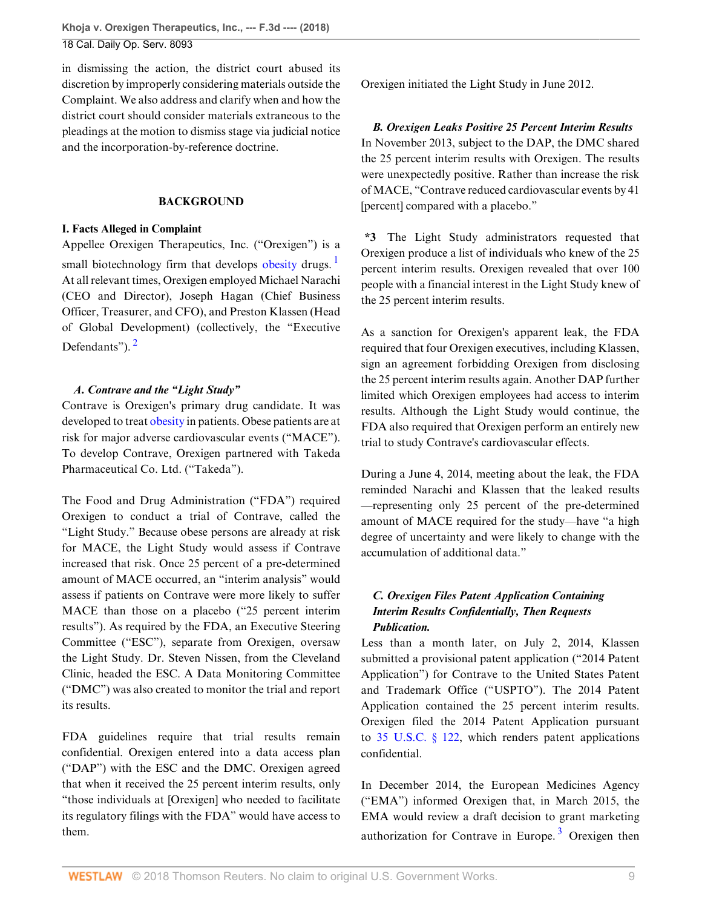in dismissing the action, the district court abused its discretion by improperly considering materials outside the Complaint. We also address and clarify when and how the district court should consider materials extraneous to the pleadings at the motion to dismiss stage via judicial notice and the incorporation-by-reference doctrine.

## BACKGROUND

### I. Facts Alleged in Complaint

Appellee Orexigen Therapeutics, Inc. ("Orexigen") is a small biotechnology firm that develops obesity drugs.[1] At all relevant times, Orexigen employed Michael Narachi (CEO and Director), Joseph Hagan (Chief Business Officer, Treasurer, and CFO), and Preston Klassen (Head of Global Development) (collectively, the "Executive Defendants").[2]

#### *A. Contrave and the "Light Study"*

Contrave is Orexigen's primary drug candidate. It was developed to treat obesity in patients. Obese patients are at risk for major adverse cardiovascular events ("MACE"). To develop Contrave, Orexigen partnered with Takeda Pharmaceutical Co. Ltd. ("Takeda").

The Food and Drug Administration ("FDA") required Orexigen to conduct a trial of Contrave, called the "Light Study." Because obese persons are already at risk for MACE, the Light Study would assess if Contrave increased that risk. Once 25 percent of a pre-determined amount of MACE occurred, an "interim analysis" would assess if patients on Contrave were more likely to suffer MACE than those on a placebo ("25 percent interim results"). As required by the FDA, an Executive Steering Committee ("ESC"), separate from Orexigen, oversaw the Light Study. Dr. Steven Nissen, from the Cleveland Clinic, headed the ESC. A Data Monitoring Committee ("DMC") was also created to monitor the trial and report its results.

FDA guidelines require that trial results remain confidential. Orexigen entered into a data access plan ("DAP") with the ESC and the DMC. Orexigen agreed that when it received the 25 percent interim results, only "those individuals at [Orexigen] who needed to facilitate its regulatory filings with the FDA" would have access to them.

Orexigen initiated the Light Study in June 2012.

#### *B. Orexigen Leaks Positive 25 Percent Interim Results*

In November 2013, subject to the DAP, the DMC shared the 25 percent interim results with Orexigen. The results were unexpectedly positive. Rather than increase the risk of MACE, "Contrave reduced cardiovascular events by 41 [percent] compared with a placebo."

**\*3** The Light Study administrators requested that Orexigen produce a list of individuals who knew of the 25 percent interim results. Orexigen revealed that over 100 people with a financial interest in the Light Study knew of the 25 percent interim results.

As a sanction for Orexigen's apparent leak, the FDA required that four Orexigen executives, including Klassen, sign an agreement forbidding Orexigen from disclosing the 25 percent interim results again. Another DAP further limited which Orexigen employees had access to interim results. Although the Light Study would continue, the FDA also required that Orexigen perform an entirely new trial to study Contrave's cardiovascular effects.

During a June 4, 2014, meeting about the leak, the FDA reminded Narachi and Klassen that the leaked results —representing only 25 percent of the pre-determined amount of MACE required for the study—have "a high degree of uncertainty and were likely to change with the accumulation of additional data."

#### *C. Orexigen Files Patent Application Containing Interim Results Confidentially, Then Requests Publication.*

Less than a month later, on July 2, 2014, Klassen submitted a provisional patent application ("2014 Patent Application") for Contrave to the United States Patent and Trademark Office ("USPTO"). The 2014 Patent Application contained the 25 percent interim results. Orexigen filed the 2014 Patent Application pursuant to 35 U.S.C. § 122, which renders patent applications confidential.

In December 2014, the European Medicines Agency ("EMA") informed Orexigen that, in March 2015, the EMA would review a draft decision to grant marketing authorization for Contrave in Europe.[3] Orexigen then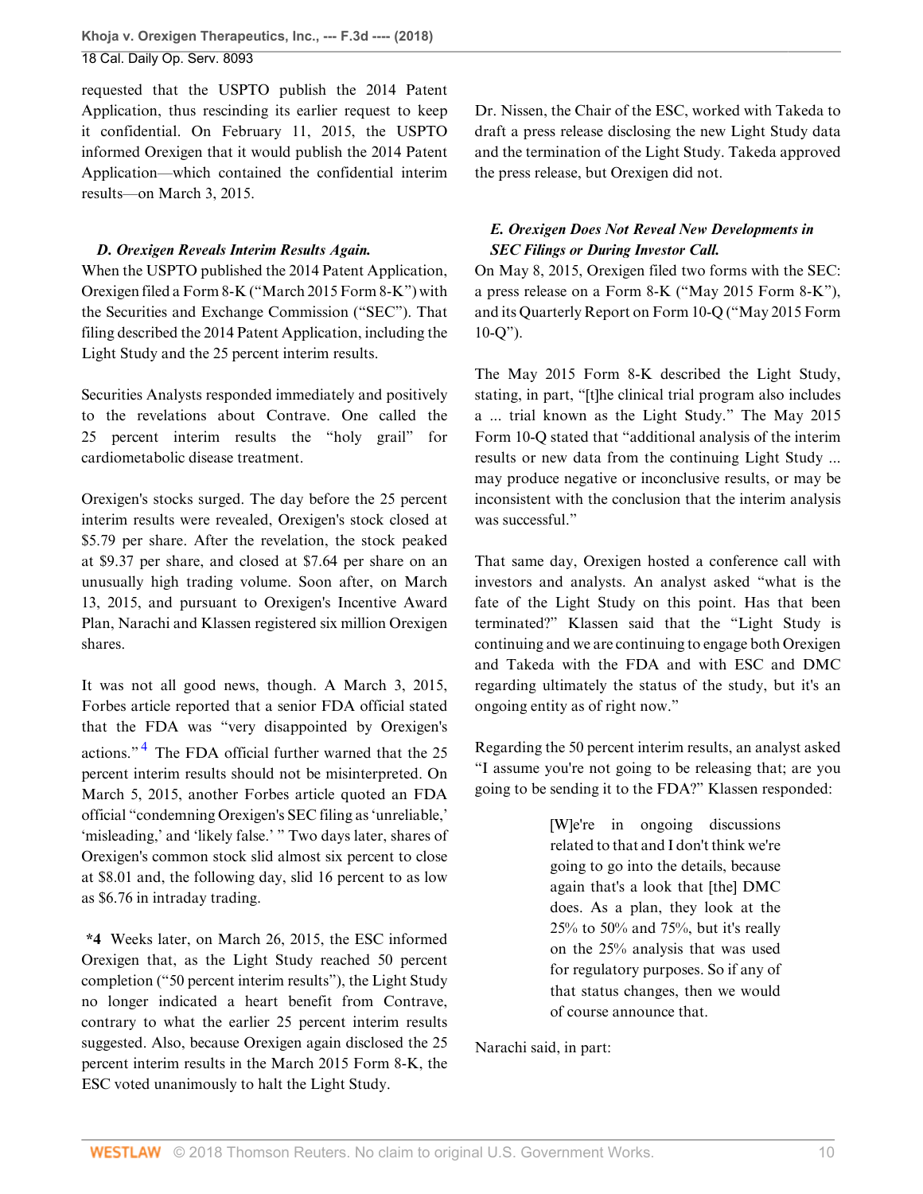requested that the USPTO publish the 2014 Patent Application, thus rescinding its earlier request to keep it confidential. On February 11, 2015, the USPTO informed Orexigen that it would publish the 2014 Patent Application—which contained the confidential interim results—on March 3, 2015.

### *D. Orexigen Reveals Interim Results Again.*

When the USPTO published the 2014 Patent Application, Orexigen filed a Form 8-K ("March 2015 Form 8-K") with the Securities and Exchange Commission ("SEC"). That filing described the 2014 Patent Application, including the Light Study and the 25 percent interim results.

Securities Analysts responded immediately and positively to the revelations about Contrave. One called the 25 percent interim results the "holy grail" for cardiometabolic disease treatment.

Orexigen's stocks surged. The day before the 25 percent interim results were revealed, Orexigen's stock closed at \$5.79 per share. After the revelation, the stock peaked at \$9.37 per share, and closed at \$7.64 per share on an unusually high trading volume. Soon after, on March 13, 2015, and pursuant to Orexigen's Incentive Award Plan, Narachi and Klassen registered six million Orexigen shares.

It was not all good news, though. A March 3, 2015, Forbes article reported that a senior FDA official stated that the FDA was "very disappointed by Orexigen's actions."[4] The FDA official further warned that the 25 percent interim results should not be misinterpreted. On March 5, 2015, another Forbes article quoted an FDA official "condemning Orexigen's SEC filing as 'unreliable,' 'misleading,' and 'likely false.' " Two days later, shares of Orexigen's common stock slid almost six percent to close at \$8.01 and, the following day, slid 16 percent to as low as \$6.76 in intraday trading.

**\*4** Weeks later, on March 26, 2015, the ESC informed Orexigen that, as the Light Study reached 50 percent completion ("50 percent interim results"), the Light Study no longer indicated a heart benefit from Contrave, contrary to what the earlier 25 percent interim results suggested. Also, because Orexigen again disclosed the 25 percent interim results in the March 2015 Form 8-K, the ESC voted unanimously to halt the Light Study.

Dr. Nissen, the Chair of the ESC, worked with Takeda to draft a press release disclosing the new Light Study data and the termination of the Light Study. Takeda approved the press release, but Orexigen did not.

### *E. Orexigen Does Not Reveal New Developments in SEC Filings or During Investor Call.*

On May 8, 2015, Orexigen filed two forms with the SEC: a press release on a Form 8-K ("May 2015 Form 8-K"), and its Quarterly Report on Form 10-Q ("May 2015 Form 10-Q").

The May 2015 Form 8-K described the Light Study, stating, in part, "[t]he clinical trial program also includes a ... trial known as the Light Study." The May 2015 Form 10-Q stated that "additional analysis of the interim results or new data from the continuing Light Study ... may produce negative or inconclusive results, or may be inconsistent with the conclusion that the interim analysis was successful."

That same day, Orexigen hosted a conference call with investors and analysts. An analyst asked "what is the fate of the Light Study on this point. Has that been terminated?" Klassen said that the "Light Study is continuing and we are continuing to engage both Orexigen and Takeda with the FDA and with ESC and DMC regarding ultimately the status of the study, but it's an ongoing entity as of right now."

Regarding the 50 percent interim results, an analyst asked "I assume you're not going to be releasing that; are you going to be sending it to the FDA?" Klassen responded:

> [W]e're in ongoing discussions related to that and I don't think we're going to go into the details, because again that's a look that [the] DMC does. As a plan, they look at the 25% to 50% and 75%, but it's really on the 25% analysis that was used for regulatory purposes. So if any of that status changes, then we would of course announce that.

Narachi said, in part: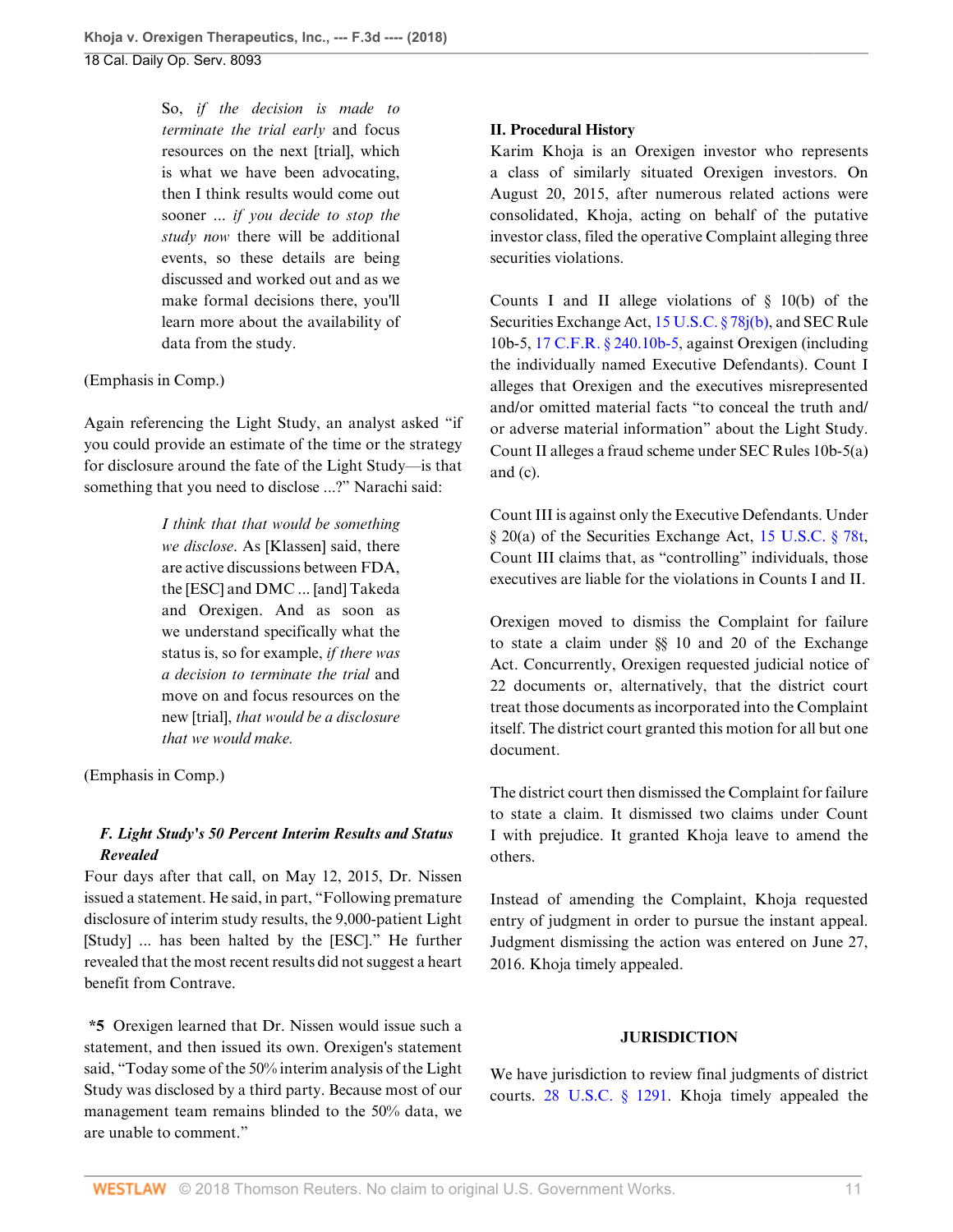> So, *if the decision is made to terminate the trial early* and focus resources on the next [trial], which is what we have been advocating, then I think results would come out sooner ... *if you decide to stop the study now* there will be additional events, so these details are being discussed and worked out and as we make formal decisions there, you'll learn more about the availability of data from the study.

(Emphasis in Comp.)

Again referencing the Light Study, an analyst asked "if you could provide an estimate of the time or the strategy for disclosure around the fate of the Light Study—is that something that you need to disclose ...?" Narachi said:

> *I think that that would be something we disclose*. As [Klassen] said, there are active discussions between FDA, the [ESC] and DMC ... [and] Takeda and Orexigen. And as soon as we understand specifically what the status is, so for example, *if there was a decision to terminate the trial* and move on and focus resources on the new [trial], *that would be a disclosure that we would make.*

(Emphasis in Comp.)

### *F. Light Study's 50 Percent Interim Results and Status Revealed*

Four days after that call, on May 12, 2015, Dr. Nissen issued a statement. He said, in part, "Following premature disclosure of interim study results, the 9,000-patient Light [Study] ... has been halted by the [ESC]." He further revealed that the most recent results did not suggest a heart benefit from Contrave.

**\*5** Orexigen learned that Dr. Nissen would issue such a statement, and then issued its own. Orexigen's statement said, "Today some of the 50% interim analysis of the Light Study was disclosed by a third party. Because most of our management team remains blinded to the 50% data, we are unable to comment."

## II. Procedural History

Karim Khoja is an Orexigen investor who represents a class of similarly situated Orexigen investors. On August 20, 2015, after numerous related actions were consolidated, Khoja, acting on behalf of the putative investor class, filed the operative Complaint alleging three securities violations.

Counts I and II allege violations of § 10(b) of the Securities Exchange Act, 15 U.S.C. § 78j(b), and SEC Rule 10b-5, 17 C.F.R. § 240.10b-5, against Orexigen (including the individually named Executive Defendants). Count I alleges that Orexigen and the executives misrepresented and/or omitted material facts "to conceal the truth and/or adverse material information" about the Light Study. Count II alleges a fraud scheme under SEC Rules 10b-5(a) and (c).

Count III is against only the Executive Defendants. Under § 20(a) of the Securities Exchange Act, 15 U.S.C. § 78t, Count III claims that, as "controlling" individuals, those executives are liable for the violations in Counts I and II.

Orexigen moved to dismiss the Complaint for failure to state a claim under §§ 10 and 20 of the Exchange Act. Concurrently, Orexigen requested judicial notice of 22 documents or, alternatively, that the district court treat those documents as incorporated into the Complaint itself. The district court granted this motion for all but one document.

The district court then dismissed the Complaint for failure to state a claim. It dismissed two claims under Count I with prejudice. It granted Khoja leave to amend the others.

Instead of amending the Complaint, Khoja requested entry of judgment in order to pursue the instant appeal. Judgment dismissing the action was entered on June 27, 2016. Khoja timely appealed.

## JURISDICTION

We have jurisdiction to review final judgments of district courts. 28 U.S.C. § 1291. Khoja timely appealed the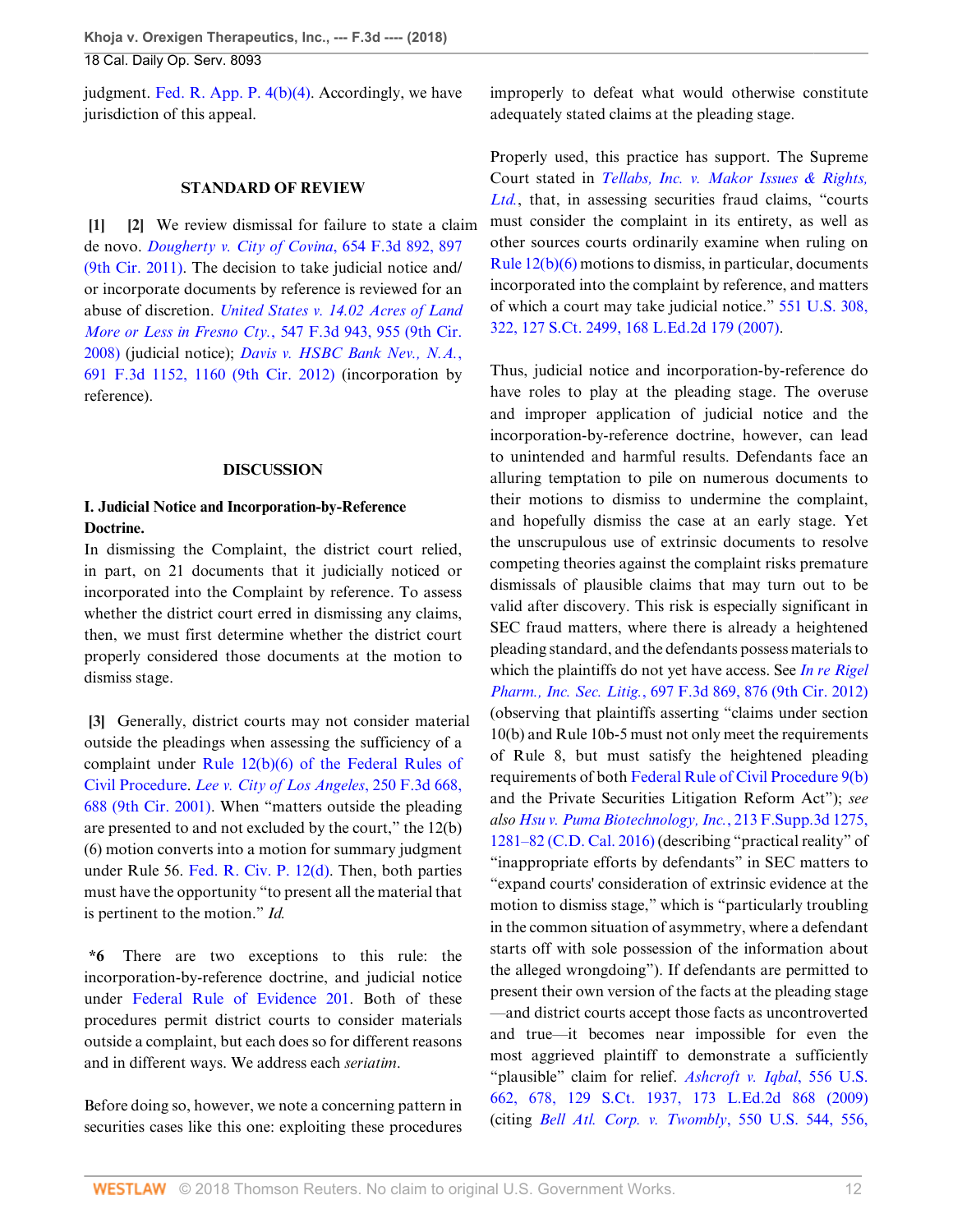judgment. Fed. R. App. P. 4(b)(4). Accordingly, we have jurisdiction of this appeal.

## STANDARD OF REVIEW

**[1] [2]** We review dismissal for failure to state a claim de novo. *Dougherty v. City of Covina*, 654 F.3d 892, 897 (9th Cir. 2011). The decision to take judicial notice and/or incorporate documents by reference is reviewed for an abuse of discretion. *United States v. 14.02 Acres of Land More or Less in Fresno Cty.*, 547 F.3d 943, 955 (9th Cir. 2008) (judicial notice); *Davis v. HSBC Bank Nev., N.A.*, 691 F.3d 1152, 1160 (9th Cir. 2012) (incorporation by reference).

## DISCUSSION

### I. Judicial Notice and Incorporation-by-Reference Doctrine.

In dismissing the Complaint, the district court relied, in part, on 21 documents that it judicially noticed or incorporated into the Complaint by reference. To assess whether the district court erred in dismissing any claims, then, we must first determine whether the district court properly considered those documents at the motion to dismiss stage.

**[3]** Generally, district courts may not consider material outside the pleadings when assessing the sufficiency of a complaint under Rule 12(b)(6) of the Federal Rules of Civil Procedure. *Lee v. City of Los Angeles*, 250 F.3d 668, 688 (9th Cir. 2001). When "matters outside the pleading are presented to and not excluded by the court," the 12(b)(6) motion converts into a motion for summary judgment under Rule 56. Fed. R. Civ. P. 12(d). Then, both parties must have the opportunity "to present all the material that is pertinent to the motion." *Id.*

**\*6** There are two exceptions to this rule: the incorporation-by-reference doctrine, and judicial notice under Federal Rule of Evidence 201. Both of these procedures permit district courts to consider materials outside a complaint, but each does so for different reasons and in different ways. We address each *seriatim*.

Before doing so, however, we note a concerning pattern in securities cases like this one: exploiting these procedures improperly to defeat what would otherwise constitute adequately stated claims at the pleading stage.

Properly used, this practice has support. The Supreme Court stated in *Tellabs, Inc. v. Makor Issues & Rights, Ltd.*, that, in assessing securities fraud claims, "courts must consider the complaint in its entirety, as well as other sources courts ordinarily examine when ruling on Rule 12(b)(6) motions to dismiss, in particular, documents incorporated into the complaint by reference, and matters of which a court may take judicial notice." 551 U.S. 308, 322, 127 S.Ct. 2499, 168 L.Ed.2d 179 (2007).

Thus, judicial notice and incorporation-by-reference do have roles to play at the pleading stage. The overuse and improper application of judicial notice and the incorporation-by-reference doctrine, however, can lead to unintended and harmful results. Defendants face an alluring temptation to pile on numerous documents to their motions to dismiss to undermine the complaint, and hopefully dismiss the case at an early stage. Yet the unscrupulous use of extrinsic documents to resolve competing theories against the complaint risks premature dismissals of plausible claims that may turn out to be valid after discovery. This risk is especially significant in SEC fraud matters, where there is already a heightened pleading standard, and the defendants possess materials to which the plaintiffs do not yet have access. See *In re Rigel Pharm., Inc. Sec. Litig.*, 697 F.3d 869, 876 (9th Cir. 2012) (observing that plaintiffs asserting "claims under section 10(b) and Rule 10b-5 must not only meet the requirements of Rule 8, but must satisfy the heightened pleading requirements of both Federal Rule of Civil Procedure 9(b) and the Private Securities Litigation Reform Act"); *see also Hsu v. Puma Biotechnology, Inc.*, 213 F.Supp.3d 1275, 1281–82 (C.D. Cal. 2016) (describing "practical reality" of "inappropriate efforts by defendants" in SEC matters to "expand courts' consideration of extrinsic evidence at the motion to dismiss stage," which is "particularly troubling in the common situation of asymmetry, where a defendant starts off with sole possession of the information about the alleged wrongdoing"). If defendants are permitted to present their own version of the facts at the pleading stage—and district courts accept those facts as uncontroverted and true—it becomes near impossible for even the most aggrieved plaintiff to demonstrate a sufficiently "plausible" claim for relief. *Ashcroft v. Iqbal*, 556 U.S. 662, 678, 129 S.Ct. 1937, 173 L.Ed.2d 868 (2009) (citing *Bell Atl. Corp. v. Twombly*, 550 U.S. 544, 556,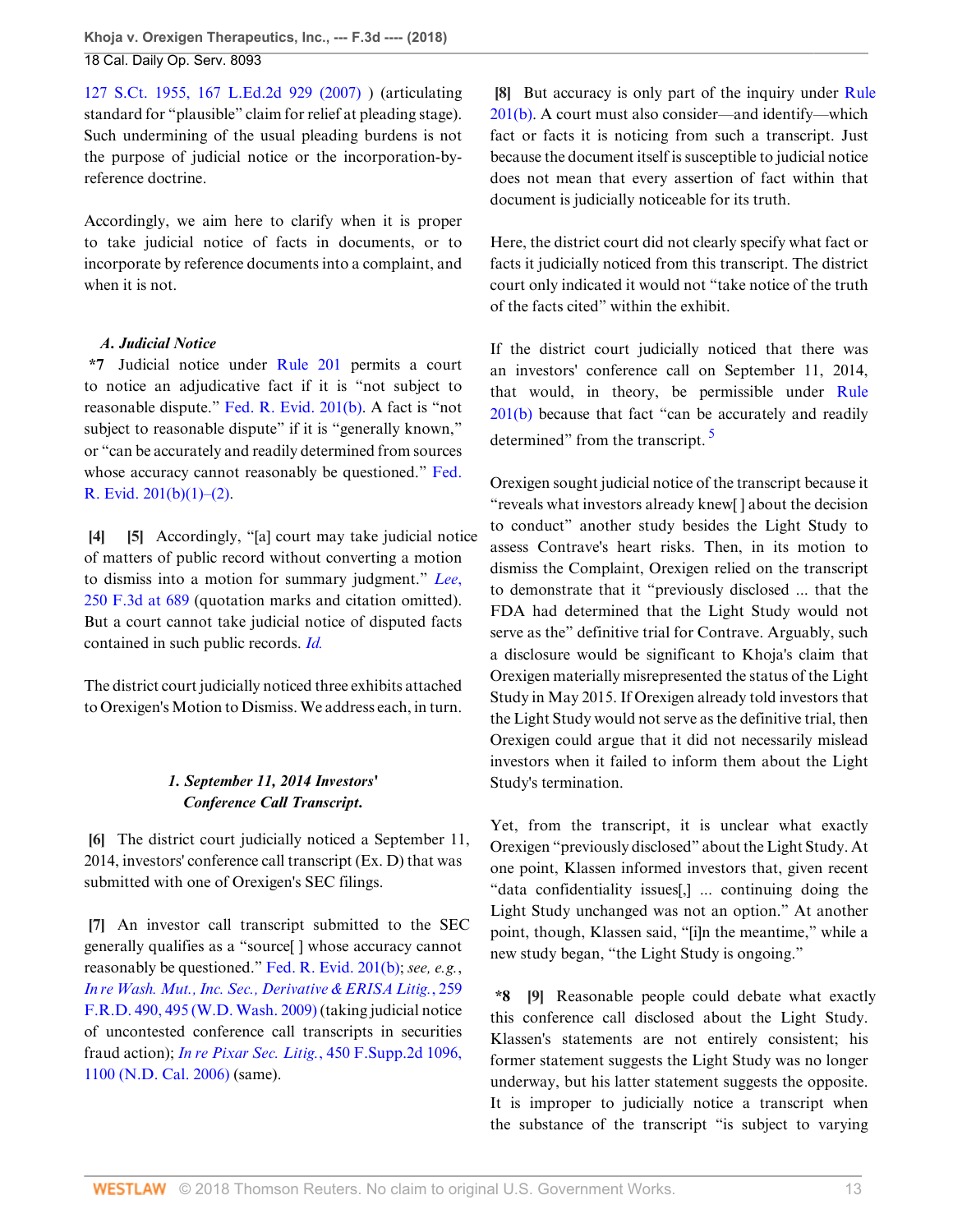127 S.Ct. 1955, 167 L.Ed.2d 929 (2007) ) (articulating standard for "plausible" claim for relief at pleading stage). Such undermining of the usual pleading burdens is not the purpose of judicial notice or the incorporation-by-reference doctrine.

Accordingly, we aim here to clarify when it is proper to take judicial notice of facts in documents, or to incorporate by reference documents into a complaint, and when it is not.

### *A. Judicial Notice*

**\*7** Judicial notice under Rule 201 permits a court to notice an adjudicative fact if it is "not subject to reasonable dispute." Fed. R. Evid. 201(b). A fact is "not subject to reasonable dispute" if it is "generally known," or "can be accurately and readily determined from sources whose accuracy cannot reasonably be questioned." Fed. R. Evid. 201(b)(1)–(2).

**[4] [5]** Accordingly, "[a] court may take judicial notice of matters of public record without converting a motion to dismiss into a motion for summary judgment." *Lee*, 250 F.3d at 689 (quotation marks and citation omitted). But a court cannot take judicial notice of disputed facts contained in such public records. *Id.*

The district court judicially noticed three exhibits attached to Orexigen's Motion to Dismiss. We address each, in turn.

#### *1. September 11, 2014 Investors' Conference Call Transcript.*

**[6]** The district court judicially noticed a September 11, 2014, investors' conference call transcript (Ex. D) that was submitted with one of Orexigen's SEC filings.

**[7]** An investor call transcript submitted to the SEC generally qualifies as a "source[ ] whose accuracy cannot reasonably be questioned." Fed. R. Evid. 201(b); *see, e.g.*, *In re Wash. Mut., Inc. Sec., Derivative & ERISA Litig.*, 259 F.R.D. 490, 495 (W.D. Wash. 2009) (taking judicial notice of uncontested conference call transcripts in securities fraud action); *In re Pixar Sec. Litig.*, 450 F.Supp.2d 1096, 1100 (N.D. Cal. 2006) (same).

**[8]** But accuracy is only part of the inquiry under Rule 201(b). A court must also consider—and identify—which fact or facts it is noticing from such a transcript. Just because the document itself is susceptible to judicial notice does not mean that every assertion of fact within that document is judicially noticeable for its truth.

Here, the district court did not clearly specify what fact or facts it judicially noticed from this transcript. The district court only indicated it would not "take notice of the truth of the facts cited" within the exhibit.

If the district court judicially noticed that there was an investors' conference call on September 11, 2014, that would, in theory, be permissible under Rule 201(b) because that fact "can be accurately and readily determined" from the transcript. [5]

Orexigen sought judicial notice of the transcript because it "reveals what investors already knew[ ] about the decision to conduct" another study besides the Light Study to assess Contrave's heart risks. Then, in its motion to dismiss the Complaint, Orexigen relied on the transcript to demonstrate that it "previously disclosed ... that the FDA had determined that the Light Study would not serve as the" definitive trial for Contrave. Arguably, such a disclosure would be significant to Khoja's claim that Orexigen materially misrepresented the status of the Light Study in May 2015. If Orexigen already told investors that the Light Study would not serve as the definitive trial, then Orexigen could argue that it did not necessarily mislead investors when it failed to inform them about the Light Study's termination.

Yet, from the transcript, it is unclear what exactly Orexigen "previously disclosed" about the Light Study. At one point, Klassen informed investors that, given recent "data confidentiality issues[,] ... continuing doing the Light Study unchanged was not an option." At another point, though, Klassen said, "[i]n the meantime," while a new study began, "the Light Study is ongoing."

**\*8** **[9]** Reasonable people could debate what exactly this conference call disclosed about the Light Study. Klassen's statements are not entirely consistent; his former statement suggests the Light Study was no longer underway, but his latter statement suggests the opposite. It is improper to judicially notice a transcript when the substance of the transcript "is subject to varying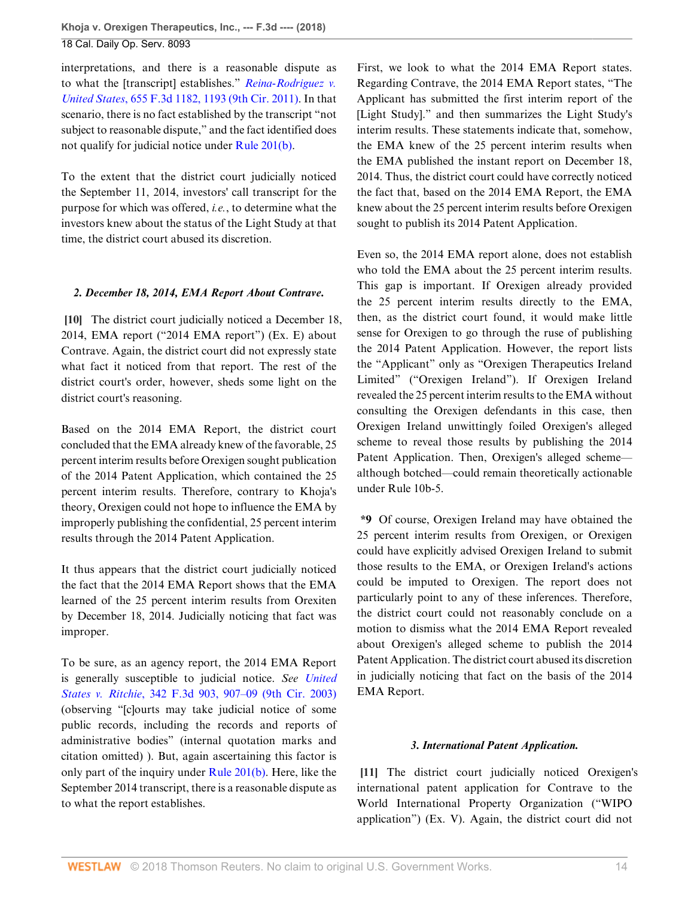interpretations, and there is a reasonable dispute as to what the [transcript] establishes." *Reina-Rodriguez v. United States*, 655 F.3d 1182, 1193 (9th Cir. 2011). In that scenario, there is no fact established by the transcript "not subject to reasonable dispute," and the fact identified does not qualify for judicial notice under Rule 201(b).

To the extent that the district court judicially noticed the September 11, 2014, investors' call transcript for the purpose for which was offered, *i.e.*, to determine what the investors knew about the status of the Light Study at that time, the district court abused its discretion.

### *2. December 18, 2014, EMA Report About Contrave.*

**[10]** The district court judicially noticed a December 18, 2014, EMA report ("2014 EMA report") (Ex. E) about Contrave. Again, the district court did not expressly state what fact it noticed from that report. The rest of the district court's order, however, sheds some light on the district court's reasoning.

Based on the 2014 EMA Report, the district court concluded that the EMA already knew of the favorable, 25 percent interim results before Orexigen sought publication of the 2014 Patent Application, which contained the 25 percent interim results. Therefore, contrary to Khoja's theory, Orexigen could not hope to influence the EMA by improperly publishing the confidential, 25 percent interim results through the 2014 Patent Application.

It thus appears that the district court judicially noticed the fact that the 2014 EMA Report shows that the EMA learned of the 25 percent interim results from Orexiten by December 18, 2014. Judicially noticing that fact was improper.

To be sure, as an agency report, the 2014 EMA Report is generally susceptible to judicial notice. *See United States v. Ritchie*, 342 F.3d 903, 907–09 (9th Cir. 2003) (observing "[c]ourts may take judicial notice of some public records, including the records and reports of administrative bodies" (internal quotation marks and citation omitted) ). But, again ascertaining this factor is only part of the inquiry under Rule 201(b). Here, like the September 2014 transcript, there is a reasonable dispute as to what the report establishes.

First, we look to what the 2014 EMA Report states. Regarding Contrave, the 2014 EMA Report states, "The Applicant has submitted the first interim report of the [Light Study]." and then summarizes the Light Study's interim results. These statements indicate that, somehow, the EMA knew of the 25 percent interim results when the EMA published the instant report on December 18, 2014. Thus, the district court could have correctly noticed the fact that, based on the 2014 EMA Report, the EMA knew about the 25 percent interim results before Orexigen sought to publish its 2014 Patent Application.

Even so, the 2014 EMA report alone, does not establish who told the EMA about the 25 percent interim results. This gap is important. If Orexigen already provided the 25 percent interim results directly to the EMA, then, as the district court found, it would make little sense for Orexigen to go through the ruse of publishing the 2014 Patent Application. However, the report lists the "Applicant" only as "Orexigen Therapeutics Ireland Limited" ("Orexigen Ireland"). If Orexigen Ireland revealed the 25 percent interim results to the EMA without consulting the Orexigen defendants in this case, then Orexigen Ireland unwittingly foiled Orexigen's alleged scheme to reveal those results by publishing the 2014 Patent Application. Then, Orexigen's alleged scheme—although botched—could remain theoretically actionable under Rule 10b-5.

**\*9** Of course, Orexigen Ireland may have obtained the 25 percent interim results from Orexigen, or Orexigen could have explicitly advised Orexigen Ireland to submit those results to the EMA, or Orexigen Ireland's actions could be imputed to Orexigen. The report does not particularly point to any of these inferences. Therefore, the district court could not reasonably conclude on a motion to dismiss what the 2014 EMA Report revealed about Orexigen's alleged scheme to publish the 2014 Patent Application. The district court abused its discretion in judicially noticing that fact on the basis of the 2014 EMA Report.

### *3. International Patent Application.*

**[11]** The district court judicially noticed Orexigen's international patent application for Contrave to the World International Property Organization ("WIPO application") (Ex. V). Again, the district court did not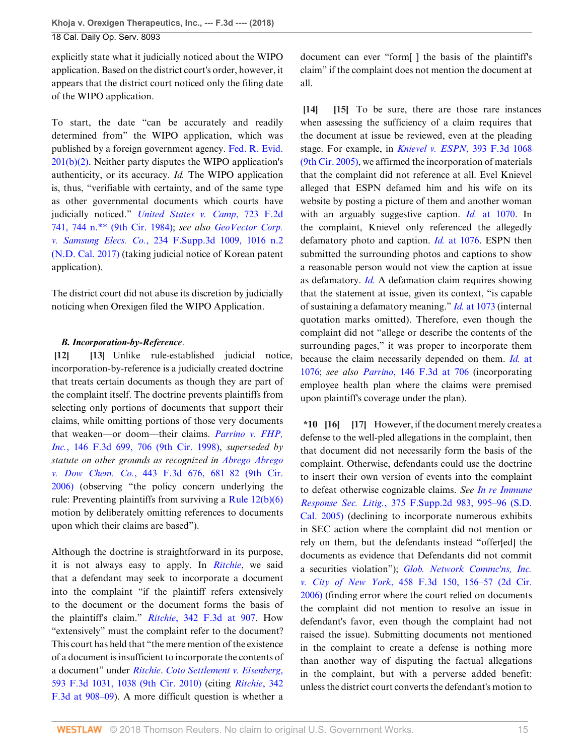explicitly state what it judicially noticed about the WIPO application. Based on the district court's order, however, it appears that the district court noticed only the filing date of the WIPO application.

To start, the date "can be accurately and readily determined from" the WIPO application, which was published by a foreign government agency. Fed. R. Evid. 201(b)(2). Neither party disputes the WIPO application's authenticity, or its accuracy. *Id.* The WIPO application is, thus, "verifiable with certainty, and of the same type as other governmental documents which courts have judicially noticed." *United States v. Camp*, 723 F.2d 741, 744 n.** (9th Cir. 1984); *see also GeoVector Corp. v. Samsung Elecs. Co.*, 234 F.Supp.3d 1009, 1016 n.2 (N.D. Cal. 2017) (taking judicial notice of Korean patent application).

The district court did not abuse its discretion by judicially noticing when Orexigen filed the WIPO Application.

### *B. Incorporation-by-Reference.*

**[12] [13]** Unlike rule-established judicial notice, incorporation-by-reference is a judicially created doctrine that treats certain documents as though they are part of the complaint itself. The doctrine prevents plaintiffs from selecting only portions of documents that support their claims, while omitting portions of those very documents that weaken—or doom—their claims. *Parrino v. FHP, Inc.*, 146 F.3d 699, 706 (9th Cir. 1998), *superseded by statute on other grounds as recognized in Abrego Abrego v. Dow Chem. Co.*, 443 F.3d 676, 681–82 (9th Cir. 2006) (observing "the policy concern underlying the rule: Preventing plaintiffs from surviving a Rule 12(b)(6) motion by deliberately omitting references to documents upon which their claims are based").

Although the doctrine is straightforward in its purpose, it is not always easy to apply. In *Ritchie*, we said that a defendant may seek to incorporate a document into the complaint "if the plaintiff refers extensively to the document or the document forms the basis of the plaintiff's claim." *Ritchie*, 342 F.3d at 907. How "extensively" must the complaint refer to the document? This court has held that "the mere mention of the existence of a document is insufficient to incorporate the contents of a document" under *Ritchie*. *Coto Settlement v. Eisenberg*, 593 F.3d 1031, 1038 (9th Cir. 2010) (citing *Ritchie*, 342 F.3d at 908–09). A more difficult question is whether a document can ever "form[ ] the basis of the plaintiff's claim" if the complaint does not mention the document at all.

**[14] [15]** To be sure, there are those rare instances when assessing the sufficiency of a claim requires that the document at issue be reviewed, even at the pleading stage. For example, in *Knievel v. ESPN*, 393 F.3d 1068 (9th Cir. 2005), we affirmed the incorporation of materials that the complaint did not reference at all. Evel Knievel alleged that ESPN defamed him and his wife on its website by posting a picture of them and another woman with an arguably suggestive caption. *Id.* at 1070. In the complaint, Knievel only referenced the allegedly defamatory photo and caption. *Id.* at 1076. ESPN then submitted the surrounding photos and captions to show a reasonable person would not view the caption at issue as defamatory. *Id.* A defamation claim requires showing that the statement at issue, given its context, "is capable of sustaining a defamatory meaning." *Id.* at 1073 (internal quotation marks omitted). Therefore, even though the complaint did not "allege or describe the contents of the surrounding pages," it was proper to incorporate them because the claim necessarily depended on them. *Id.* at 1076; *see also Parrino*, 146 F.3d at 706 (incorporating employee health plan where the claims were premised upon plaintiff's coverage under the plan).

**\*10 [16] [17]** However, if the document merely creates a defense to the well-pled allegations in the complaint, then that document did not necessarily form the basis of the complaint. Otherwise, defendants could use the doctrine to insert their own version of events into the complaint to defeat otherwise cognizable claims. *See In re Immune Response Sec. Litig.*, 375 F.Supp.2d 983, 995–96 (S.D. Cal. 2005) (declining to incorporate numerous exhibits in SEC action where the complaint did not mention or rely on them, but the defendants instead "offer[ed] the documents as evidence that Defendants did not commit a securities violation"); *Glob. Network Commc'ns, Inc. v. City of New York*, 458 F.3d 150, 156–57 (2d Cir. 2006) (finding error where the court relied on documents the complaint did not mention to resolve an issue in defendant's favor, even though the complaint had not raised the issue). Submitting documents not mentioned in the complaint to create a defense is nothing more than another way of disputing the factual allegations in the complaint, but with a perverse added benefit: unless the district court converts the defendant's motion to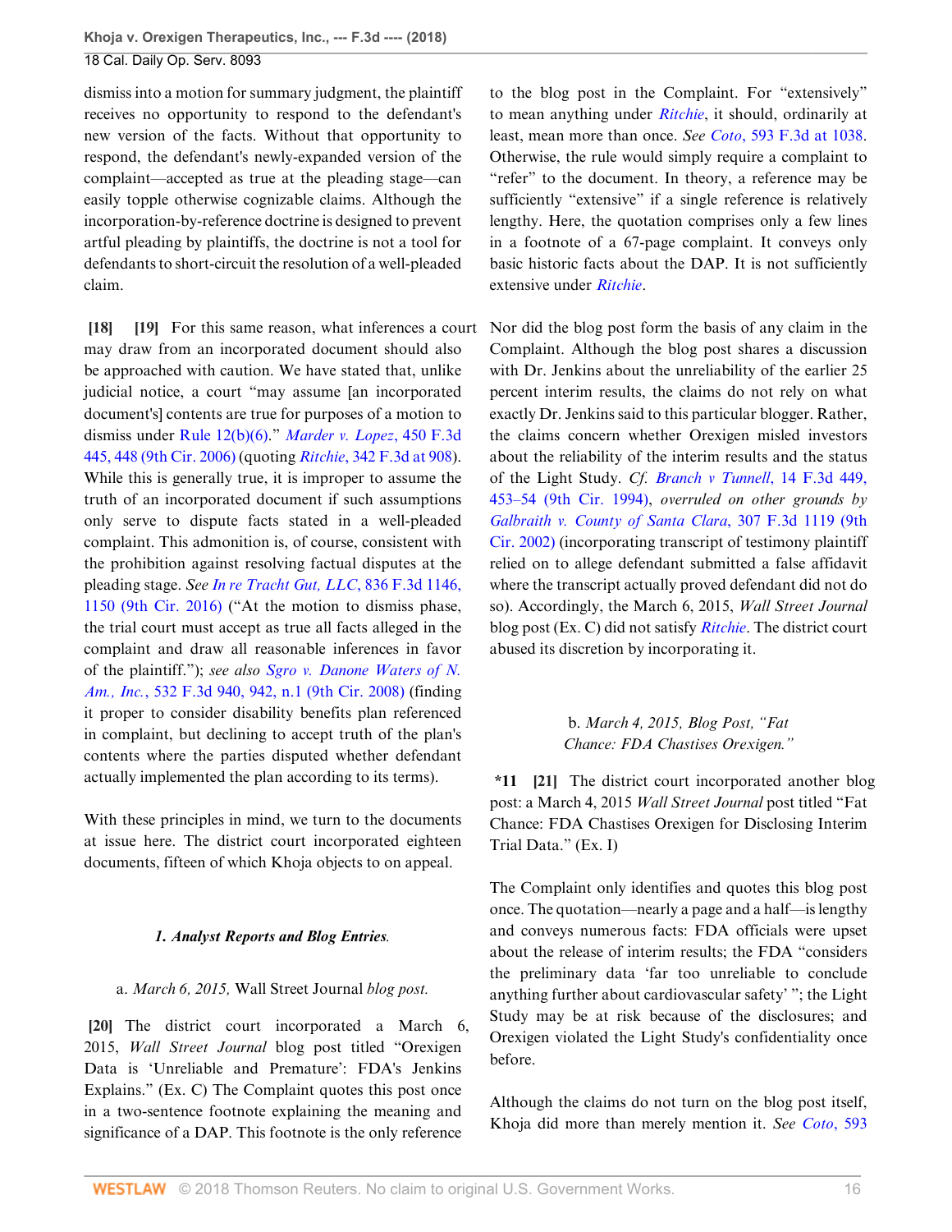dismiss into a motion for summary judgment, the plaintiff receives no opportunity to respond to the defendant's new version of the facts. Without that opportunity to respond, the defendant's newly-expanded version of the complaint—accepted as true at the pleading stage—can easily topple otherwise cognizable claims. Although the incorporation-by-reference doctrine is designed to prevent artful pleading by plaintiffs, the doctrine is not a tool for defendants to short-circuit the resolution of a well-pleaded claim.

**[18]** **[19]** For this same reason, what inferences a court may draw from an incorporated document should also be approached with caution. We have stated that, unlike judicial notice, a court "may assume [an incorporated document's] contents are true for purposes of a motion to dismiss under Rule 12(b)(6)." *Marder v. Lopez*, 450 F.3d 445, 448 (9th Cir. 2006) (quoting *Ritchie*, 342 F.3d at 908). While this is generally true, it is improper to assume the truth of an incorporated document if such assumptions only serve to dispute facts stated in a well-pleaded complaint. This admonition is, of course, consistent with the prohibition against resolving factual disputes at the pleading stage. *See In re Tracht Gut, LLC*, 836 F.3d 1146, 1150 (9th Cir. 2016) ("At the motion to dismiss phase, the trial court must accept as true all facts alleged in the complaint and draw all reasonable inferences in favor of the plaintiff."); *see also Sgro v. Danone Waters of N. Am., Inc.*, 532 F.3d 940, 942, n.1 (9th Cir. 2008) (finding it proper to consider disability benefits plan referenced in complaint, but declining to accept truth of the plan's contents where the parties disputed whether defendant actually implemented the plan according to its terms).

With these principles in mind, we turn to the documents at issue here. The district court incorporated eighteen documents, fifteen of which Khoja objects to on appeal.

#### *1. Analyst Reports and Blog Entries.*

##### a. *March 6, 2015,* Wall Street Journal *blog post.*

**[20]** The district court incorporated a March 6, 2015, *Wall Street Journal* blog post titled "Orexigen Data is 'Unreliable and Premature': FDA's Jenkins Explains." (Ex. C) The Complaint quotes this post once in a two-sentence footnote explaining the meaning and significance of a DAP. This footnote is the only reference to the blog post in the Complaint. For "extensively" to mean anything under *Ritchie*, it should, ordinarily at least, mean more than once. *See Coto*, 593 F.3d at 1038. Otherwise, the rule would simply require a complaint to "refer" to the document. In theory, a reference may be sufficiently "extensive" if a single reference is relatively lengthy. Here, the quotation comprises only a few lines in a footnote of a 67-page complaint. It conveys only basic historic facts about the DAP. It is not sufficiently extensive under *Ritchie*.

Nor did the blog post form the basis of any claim in the Complaint. Although the blog post shares a discussion with Dr. Jenkins about the unreliability of the earlier 25 percent interim results, the claims do not rely on what exactly Dr. Jenkins said to this particular blogger. Rather, the claims concern whether Orexigen misled investors about the reliability of the interim results and the status of the Light Study. *Cf. Branch v Tunnell*, 14 F.3d 449, 453–54 (9th Cir. 1994), *overruled on other grounds by Galbraith v. County of Santa Clara*, 307 F.3d 1119 (9th Cir. 2002) (incorporating transcript of testimony plaintiff relied on to allege defendant submitted a false affidavit where the transcript actually proved defendant did not do so). Accordingly, the March 6, 2015, *Wall Street Journal* blog post (Ex. C) did not satisfy *Ritchie*. The district court abused its discretion by incorporating it.

##### b. *March 4, 2015, Blog Post, "Fat Chance: FDA Chastises Orexigen."*

**\*11** **[21]** The district court incorporated another blog post: a March 4, 2015 *Wall Street Journal* post titled "Fat Chance: FDA Chastises Orexigen for Disclosing Interim Trial Data." (Ex. I)

The Complaint only identifies and quotes this blog post once. The quotation—nearly a page and a half—is lengthy and conveys numerous facts: FDA officials were upset about the release of interim results; the FDA "considers the preliminary data 'far too unreliable to conclude anything further about cardiovascular safety' "; the Light Study may be at risk because of the disclosures; and Orexigen violated the Light Study's confidentiality once before.

Although the claims do not turn on the blog post itself, Khoja did more than merely mention it. *See Coto*, 593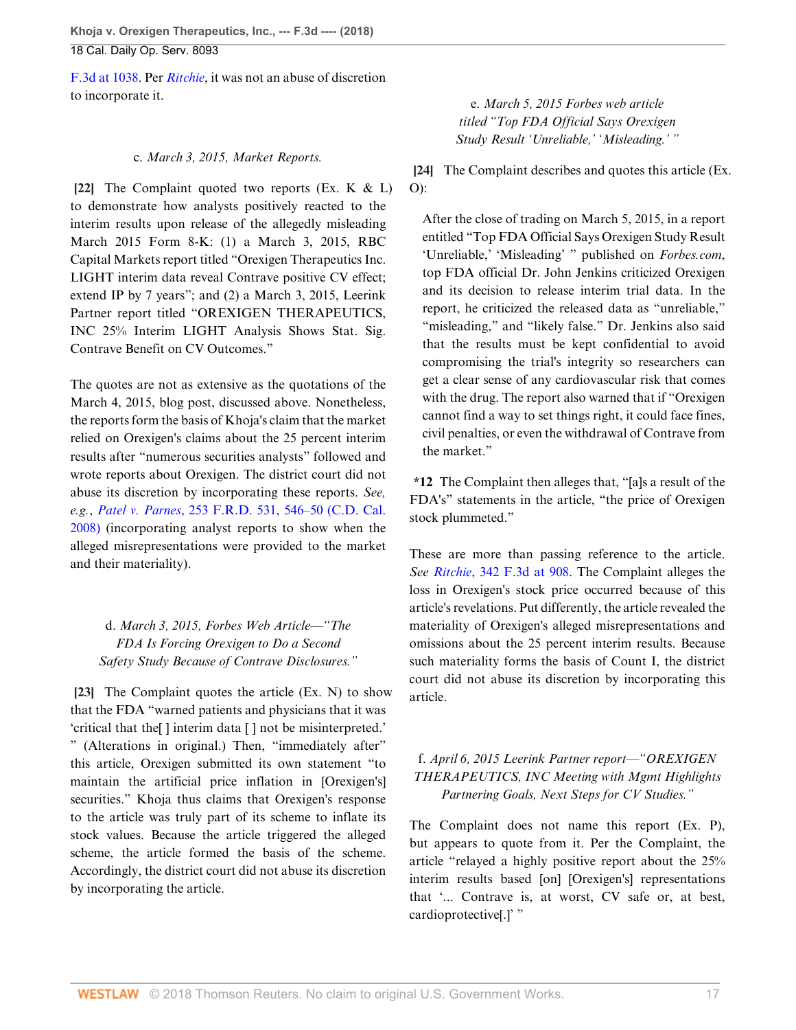F.3d at 1038. Per *Ritchie*, it was not an abuse of discretion to incorporate it.

c. *March 3, 2015, Market Reports.*

**[22]** The Complaint quoted two reports (Ex. K & L) to demonstrate how analysts positively reacted to the interim results upon release of the allegedly misleading March 2015 Form 8-K: (1) a March 3, 2015, RBC Capital Markets report titled "Orexigen Therapeutics Inc. LIGHT interim data reveal Contrave positive CV effect; extend IP by 7 years"; and (2) a March 3, 2015, Leerink Partner report titled "OREXIGEN THERAPEUTICS, INC 25% Interim LIGHT Analysis Shows Stat. Sig. Contrave Benefit on CV Outcomes."

The quotes are not as extensive as the quotations of the March 4, 2015, blog post, discussed above. Nonetheless, the reports form the basis of Khoja's claim that the market relied on Orexigen's claims about the 25 percent interim results after "numerous securities analysts" followed and wrote reports about Orexigen. The district court did not abuse its discretion by incorporating these reports. *See, e.g.*, *Patel v. Parnes*, 253 F.R.D. 531, 546–50 (C.D. Cal. 2008) (incorporating analyst reports to show when the alleged misrepresentations were provided to the market and their materiality).

d. *March 3, 2015, Forbes Web Article—"The FDA Is Forcing Orexigen to Do a Second Safety Study Because of Contrave Disclosures."*

**[23]** The Complaint quotes the article (Ex. N) to show that the FDA "warned patients and physicians that it was 'critical that the[ ] interim data [ ] not be misinterpreted.' " (Alterations in original.) Then, "immediately after" this article, Orexigen submitted its own statement "to maintain the artificial price inflation in [Orexigen's] securities." Khoja thus claims that Orexigen's response to the article was truly part of its scheme to inflate its stock values. Because the article triggered the alleged scheme, the article formed the basis of the scheme. Accordingly, the district court did not abuse its discretion by incorporating the article.

e. *March 5, 2015 Forbes web article titled "Top FDA Official Says Orexigen Study Result 'Unreliable,' 'Misleading.' "*

**[24]** The Complaint describes and quotes this article (Ex. O):

> After the close of trading on March 5, 2015, in a report entitled "Top FDA Official Says Orexigen Study Result 'Unreliable,' 'Misleading' " published on *Forbes.com*, top FDA official Dr. John Jenkins criticized Orexigen and its decision to release interim trial data. In the report, he criticized the released data as "unreliable," "misleading," and "likely false." Dr. Jenkins also said that the results must be kept confidential to avoid compromising the trial's integrity so researchers can get a clear sense of any cardiovascular risk that comes with the drug. The report also warned that if "Orexigen cannot find a way to set things right, it could face fines, civil penalties, or even the withdrawal of Contrave from the market."

**\*12** The Complaint then alleges that, "[a]s a result of the FDA's" statements in the article, "the price of Orexigen stock plummeted."

These are more than passing reference to the article. *See Ritchie*, 342 F.3d at 908. The Complaint alleges the loss in Orexigen's stock price occurred because of this article's revelations. Put differently, the article revealed the materiality of Orexigen's alleged misrepresentations and omissions about the 25 percent interim results. Because such materiality forms the basis of Count I, the district court did not abuse its discretion by incorporating this article.

f. *April 6, 2015 Leerink Partner report—"OREXIGEN THERAPEUTICS, INC Meeting with Mgmt Highlights Partnering Goals, Next Steps for CV Studies."*

The Complaint does not name this report (Ex. P), but appears to quote from it. Per the Complaint, the article "relayed a highly positive report about the 25% interim results based [on] [Orexigen's] representations that '... Contrave is, at worst, CV safe or, at best, cardioprotective[.]' "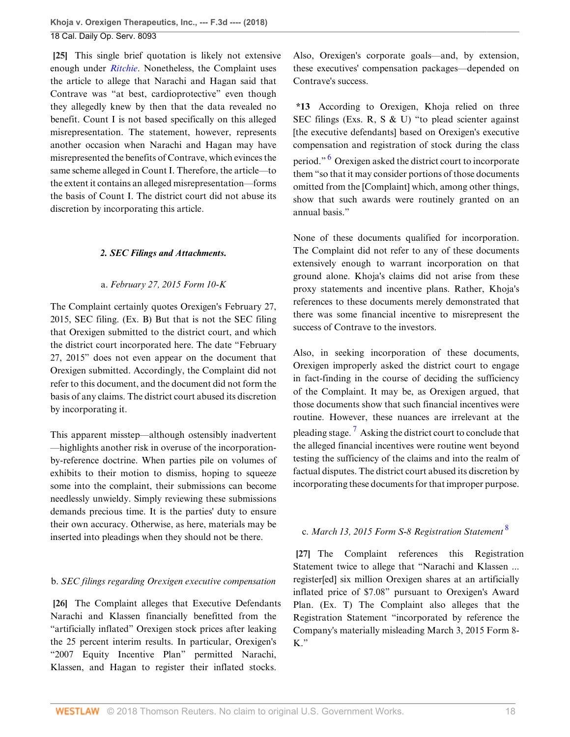**[25]** This single brief quotation is likely not extensive enough under *Ritchie*. Nonetheless, the Complaint uses the article to allege that Narachi and Hagan said that Contrave was "at best, cardioprotective" even though they allegedly knew by then that the data revealed no benefit. Count I is not based specifically on this alleged misrepresentation. The statement, however, represents another occasion when Narachi and Hagan may have misrepresented the benefits of Contrave, which evinces the same scheme alleged in Count I. Therefore, the article—to the extent it contains an alleged misrepresentation—forms the basis of Count I. The district court did not abuse its discretion by incorporating this article.

#### 2. *SEC Filings and Attachments.*

##### a. *February 27, 2015 Form 10-K*

The Complaint certainly quotes Orexigen's February 27, 2015, SEC filing. (Ex. B) But that is not the SEC filing that Orexigen submitted to the district court, and which the district court incorporated here. The date "February 27, 2015" does not even appear on the document that Orexigen submitted. Accordingly, the Complaint did not refer to this document, and the document did not form the basis of any claims. The district court abused its discretion by incorporating it.

This apparent misstep—although ostensibly inadvertent—highlights another risk in overuse of the incorporation-by-reference doctrine. When parties pile on volumes of exhibits to their motion to dismiss, hoping to squeeze some into the complaint, their submissions can become needlessly unwieldy. Simply reviewing these submissions demands precious time. It is the parties' duty to ensure their own accuracy. Otherwise, as here, materials may be inserted into pleadings when they should not be there.

##### b. *SEC filings regarding Orexigen executive compensation*

**[26]** The Complaint alleges that Executive Defendants Narachi and Klassen financially benefitted from the "artificially inflated" Orexigen stock prices after leaking the 25 percent interim results. In particular, Orexigen's "2007 Equity Incentive Plan" permitted Narachi, Klassen, and Hagan to register their inflated stocks. Also, Orexigen's corporate goals—and, by extension, these executives' compensation packages—depended on Contrave's success.

**\*13** According to Orexigen, Khoja relied on three SEC filings (Exs. R, S & U) "to plead scienter against [the executive defendants] based on Orexigen's executive compensation and registration of stock during the class period."[6] Orexigen asked the district court to incorporate them "so that it may consider portions of those documents omitted from the [Complaint] which, among other things, show that such awards were routinely granted on an annual basis."

None of these documents qualified for incorporation. The Complaint did not refer to any of these documents extensively enough to warrant incorporation on that ground alone. Khoja's claims did not arise from these proxy statements and incentive plans. Rather, Khoja's references to these documents merely demonstrated that there was some financial incentive to misrepresent the success of Contrave to the investors.

Also, in seeking incorporation of these documents, Orexigen improperly asked the district court to engage in fact-finding in the course of deciding the sufficiency of the Complaint. It may be, as Orexigen argued, that those documents show that such financial incentives were routine. However, these nuances are irrelevant at the pleading stage.[7] Asking the district court to conclude that the alleged financial incentives were routine went beyond testing the sufficiency of the claims and into the realm of factual disputes. The district court abused its discretion by incorporating these documents for that improper purpose.

##### c. *March 13, 2015 Form S-8 Registration Statement*[8]

**[27]** The Complaint references this Registration Statement twice to allege that "Narachi and Klassen ... register[ed] six million Orexigen shares at an artificially inflated price of $7.08" pursuant to Orexigen's Award Plan. (Ex. T) The Complaint also alleges that the Registration Statement "incorporated by reference the Company's materially misleading March 3, 2015 Form 8-K."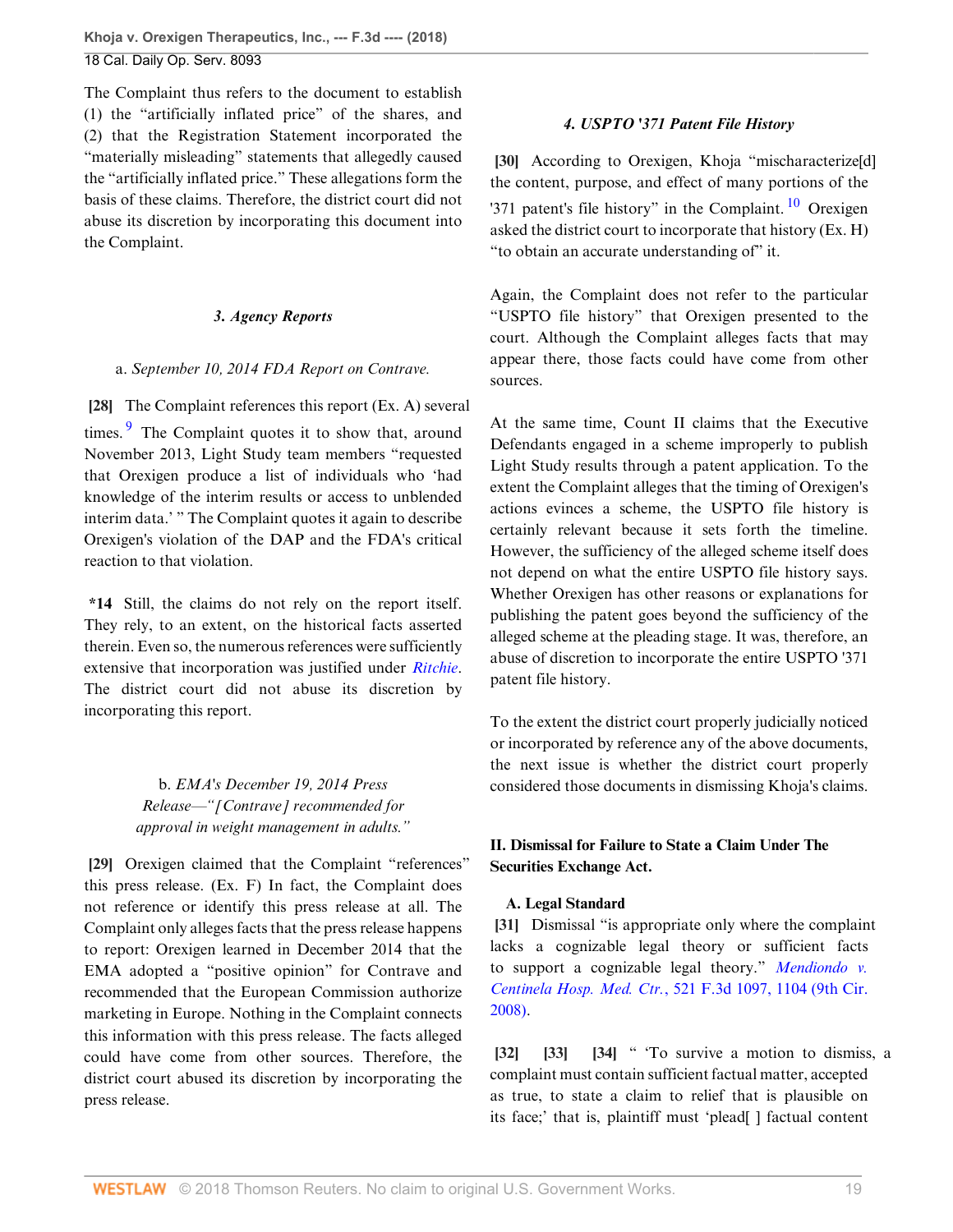The Complaint thus refers to the document to establish (1) the "artificially inflated price" of the shares, and (2) that the Registration Statement incorporated the "materially misleading" statements that allegedly caused the "artificially inflated price." These allegations form the basis of these claims. Therefore, the district court did not abuse its discretion by incorporating this document into the Complaint.

#### *3. Agency Reports*

a. *September 10, 2014 FDA Report on Contrave.*

**[28]** The Complaint references this report (Ex. A) several times.[9] The Complaint quotes it to show that, around November 2013, Light Study team members "requested that Orexigen produce a list of individuals who 'had knowledge of the interim results or access to unblended interim data.' " The Complaint quotes it again to describe Orexigen's violation of the DAP and the FDA's critical reaction to that violation.

**\*14** Still, the claims do not rely on the report itself. They rely, to an extent, on the historical facts asserted therein. Even so, the numerous references were sufficiently extensive that incorporation was justified under *Ritchie*. The district court did not abuse its discretion by incorporating this report.

b. *EMA's December 19, 2014 Press Release—"[Contrave] recommended for approval in weight management in adults."*

**[29]** Orexigen claimed that the Complaint "references" this press release. (Ex. F) In fact, the Complaint does not reference or identify this press release at all. The Complaint only alleges facts that the press release happens to report: Orexigen learned in December 2014 that the EMA adopted a "positive opinion" for Contrave and recommended that the European Commission authorize marketing in Europe. Nothing in the Complaint connects this information with this press release. The facts alleged could have come from other sources. Therefore, the district court abused its discretion by incorporating the press release.

#### *4. USPTO '371 Patent File History*

**[30]** According to Orexigen, Khoja "mischaracterize[d] the content, purpose, and effect of many portions of the '371 patent's file history" in the Complaint.[10] Orexigen asked the district court to incorporate that history (Ex. H) "to obtain an accurate understanding of" it.

Again, the Complaint does not refer to the particular "USPTO file history" that Orexigen presented to the court. Although the Complaint alleges facts that may appear there, those facts could have come from other sources.

At the same time, Count II claims that the Executive Defendants engaged in a scheme improperly to publish Light Study results through a patent application. To the extent the Complaint alleges that the timing of Orexigen's actions evinces a scheme, the USPTO file history is certainly relevant because it sets forth the timeline. However, the sufficiency of the alleged scheme itself does not depend on what the entire USPTO file history says. Whether Orexigen has other reasons or explanations for publishing the patent goes beyond the sufficiency of the alleged scheme at the pleading stage. It was, therefore, an abuse of discretion to incorporate the entire USPTO '371 patent file history.

To the extent the district court properly judicially noticed or incorporated by reference any of the above documents, the next issue is whether the district court properly considered those documents in dismissing Khoja's claims.

## II. Dismissal for Failure to State a Claim Under The Securities Exchange Act.

### A. Legal Standard

**[31]** Dismissal "is appropriate only where the complaint lacks a cognizable legal theory or sufficient facts to support a cognizable legal theory." *Mendiondo v. Centinela Hosp. Med. Ctr.*, 521 F.3d 1097, 1104 (9th Cir. 2008).

**[32]** **[33]** **[34]** " 'To survive a motion to dismiss, a complaint must contain sufficient factual matter, accepted as true, to state a claim to relief that is plausible on its face;' that is, plaintiff must 'plead[ ] factual content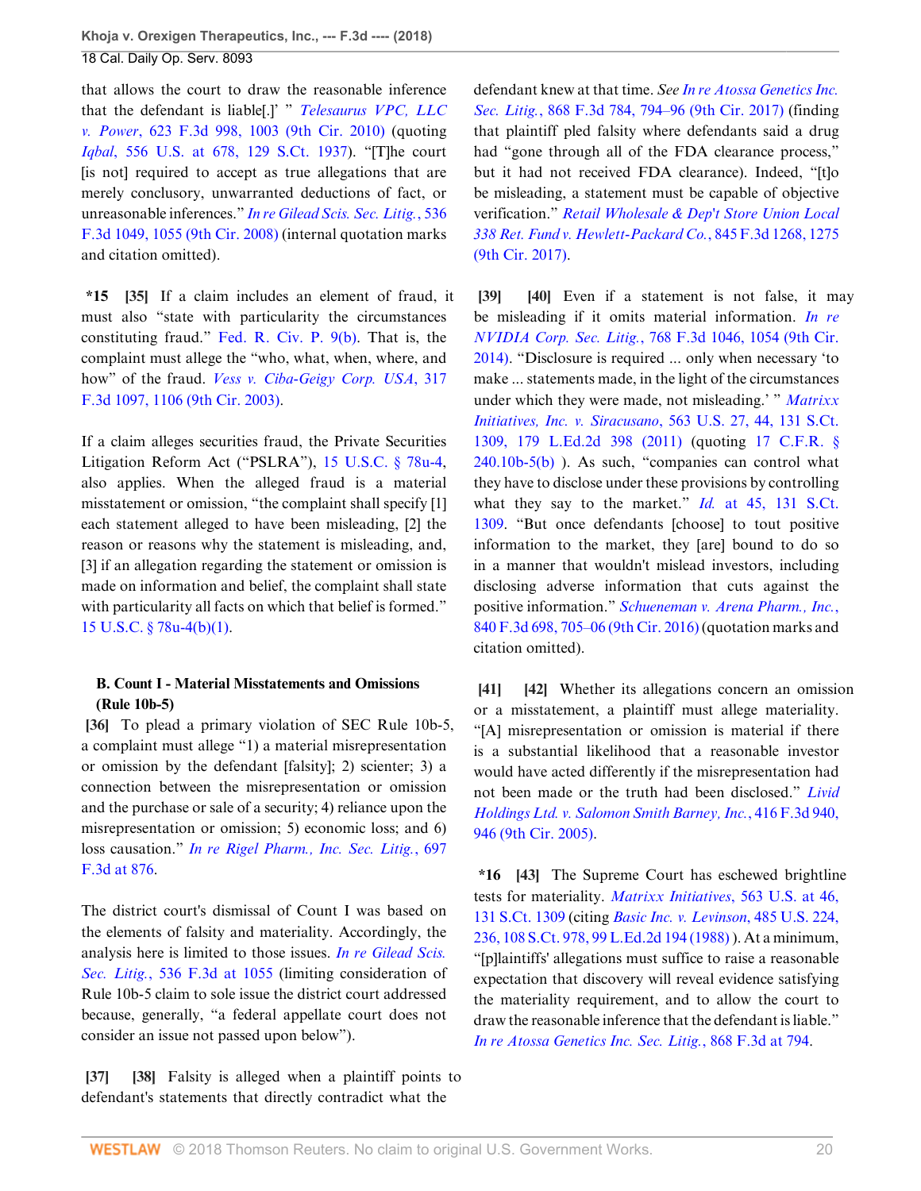that allows the court to draw the reasonable inference that the defendant is liable[.]' " *Telesaurus VPC, LLC v. Power*, 623 F.3d 998, 1003 (9th Cir. 2010) (quoting *Iqbal*, 556 U.S. at 678, 129 S.Ct. 1937). "[T]he court [is not] required to accept as true allegations that are merely conclusory, unwarranted deductions of fact, or unreasonable inferences." *In re Gilead Scis. Sec. Litig.*, 536 F.3d 1049, 1055 (9th Cir. 2008) (internal quotation marks and citation omitted).

**\*15** **[35]** If a claim includes an element of fraud, it must also "state with particularity the circumstances constituting fraud." Fed. R. Civ. P. 9(b). That is, the complaint must allege the "who, what, when, where, and how" of the fraud. *Vess v. Ciba-Geigy Corp. USA*, 317 F.3d 1097, 1106 (9th Cir. 2003).

If a claim alleges securities fraud, the Private Securities Litigation Reform Act ("PSLRA"), 15 U.S.C. § 78u-4, also applies. When the alleged fraud is a material misstatement or omission, "the complaint shall specify [1] each statement alleged to have been misleading, [2] the reason or reasons why the statement is misleading, and, [3] if an allegation regarding the statement or omission is made on information and belief, the complaint shall state with particularity all facts on which that belief is formed." 15 U.S.C. § 78u-4(b)(1).

### B. Count I - Material Misstatements and Omissions (Rule 10b-5)

**[36]** To plead a primary violation of SEC Rule 10b-5, a complaint must allege "1) a material misrepresentation or omission by the defendant [falsity]; 2) scienter; 3) a connection between the misrepresentation or omission and the purchase or sale of a security; 4) reliance upon the misrepresentation or omission; 5) economic loss; and 6) loss causation." *In re Rigel Pharm., Inc. Sec. Litig.*, 697 F.3d at 876.

The district court's dismissal of Count I was based on the elements of falsity and materiality. Accordingly, the analysis here is limited to those issues. *In re Gilead Scis. Sec. Litig.*, 536 F.3d at 1055 (limiting consideration of Rule 10b-5 claim to sole issue the district court addressed because, generally, "a federal appellate court does not consider an issue not passed upon below").

**[37]** **[38]** Falsity is alleged when a plaintiff points to defendant's statements that directly contradict what the defendant knew at that time. *See In re Atossa Genetics Inc. Sec. Litig.*, 868 F.3d 784, 794–96 (9th Cir. 2017) (finding that plaintiff pled falsity where defendants said a drug had "gone through all of the FDA clearance process," but it had not received FDA clearance). Indeed, "[t]o be misleading, a statement must be capable of objective verification." *Retail Wholesale & Dep't Store Union Local 338 Ret. Fund v. Hewlett-Packard Co.*, 845 F.3d 1268, 1275 (9th Cir. 2017).

**[39]** **[40]** Even if a statement is not false, it may be misleading if it omits material information. *In re NVIDIA Corp. Sec. Litig.*, 768 F.3d 1046, 1054 (9th Cir. 2014). "Disclosure is required ... only when necessary 'to make ... statements made, in the light of the circumstances under which they were made, not misleading.' " *Matrixx Initiatives, Inc. v. Siracusano*, 563 U.S. 27, 44, 131 S.Ct. 1309, 179 L.Ed.2d 398 (2011) (quoting 17 C.F.R. § 240.10b-5(b) ). As such, "companies can control what they have to disclose under these provisions by controlling what they say to the market." *Id.* at 45, 131 S.Ct. 1309. "But once defendants [choose] to tout positive information to the market, they [are] bound to do so in a manner that wouldn't mislead investors, including disclosing adverse information that cuts against the positive information." *Schueneman v. Arena Pharm., Inc.*, 840 F.3d 698, 705–06 (9th Cir. 2016) (quotation marks and citation omitted).

**[41]** **[42]** Whether its allegations concern an omission or a misstatement, a plaintiff must allege materiality. "[A] misrepresentation or omission is material if there is a substantial likelihood that a reasonable investor would have acted differently if the misrepresentation had not been made or the truth had been disclosed." *Livid Holdings Ltd. v. Salomon Smith Barney, Inc.*, 416 F.3d 940, 946 (9th Cir. 2005).

**\*16** **[43]** The Supreme Court has eschewed brightline tests for materiality. *Matrixx Initiatives*, 563 U.S. at 46, 131 S.Ct. 1309 (citing *Basic Inc. v. Levinson*, 485 U.S. 224, 236, 108 S.Ct. 978, 99 L.Ed.2d 194 (1988) ). At a minimum, "[p]laintiffs' allegations must suffice to raise a reasonable expectation that discovery will reveal evidence satisfying the materiality requirement, and to allow the court to draw the reasonable inference that the defendant is liable." *In re Atossa Genetics Inc. Sec. Litig.*, 868 F.3d at 794.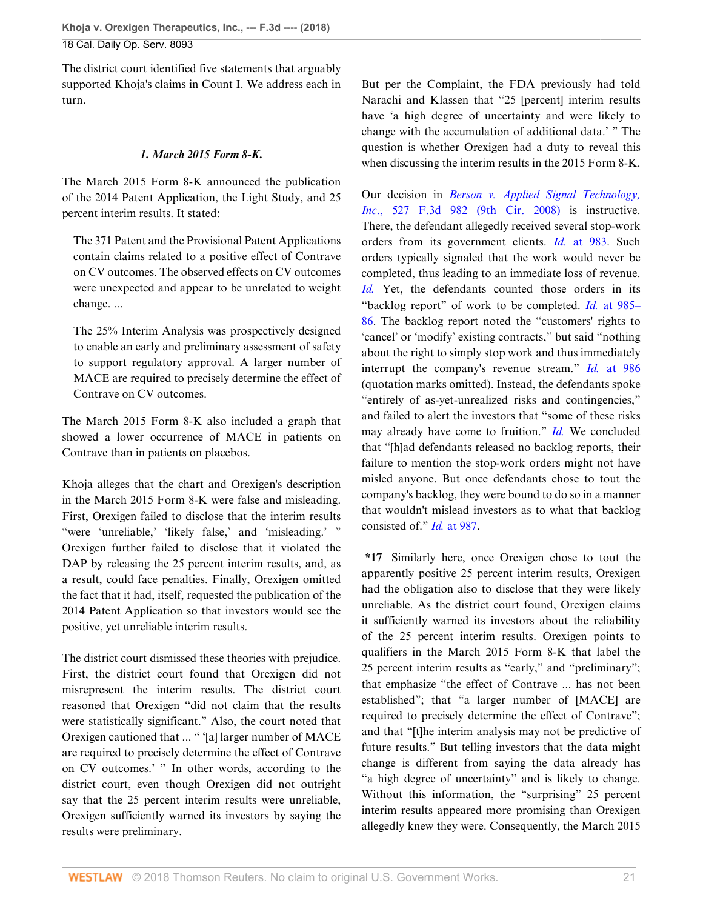The district court identified five statements that arguably supported Khoja's claims in Count I. We address each in turn.

### *1. March 2015 Form 8-K.*

The March 2015 Form 8-K announced the publication of the 2014 Patent Application, the Light Study, and 25 percent interim results. It stated:

> The 371 Patent and the Provisional Patent Applications contain claims related to a positive effect of Contrave on CV outcomes. The observed effects on CV outcomes were unexpected and appear to be unrelated to weight change. ...
>
> The 25% Interim Analysis was prospectively designed to enable an early and preliminary assessment of safety to support regulatory approval. A larger number of MACE are required to precisely determine the effect of Contrave on CV outcomes.

The March 2015 Form 8-K also included a graph that showed a lower occurrence of MACE in patients on Contrave than in patients on placebos.

Khoja alleges that the chart and Orexigen's description in the March 2015 Form 8-K were false and misleading. First, Orexigen failed to disclose that the interim results "were 'unreliable,' 'likely false,' and 'misleading.' " Orexigen further failed to disclose that it violated the DAP by releasing the 25 percent interim results, and, as a result, could face penalties. Finally, Orexigen omitted the fact that it had, itself, requested the publication of the 2014 Patent Application so that investors would see the positive, yet unreliable interim results.

The district court dismissed these theories with prejudice. First, the district court found that Orexigen did not misrepresent the interim results. The district court reasoned that Orexigen "did not claim that the results were statistically significant." Also, the court noted that Orexigen cautioned that ... " '[a] larger number of MACE are required to precisely determine the effect of Contrave on CV outcomes.' " In other words, according to the district court, even though Orexigen did not outright say that the 25 percent interim results were unreliable, Orexigen sufficiently warned its investors by saying the results were preliminary.

But per the Complaint, the FDA previously had told Narachi and Klassen that "25 [percent] interim results have 'a high degree of uncertainty and were likely to change with the accumulation of additional data.' " The question is whether Orexigen had a duty to reveal this when discussing the interim results in the 2015 Form 8-K.

Our decision in *Berson v. Applied Signal Technology, Inc.*, 527 F.3d 982 (9th Cir. 2008) is instructive. There, the defendant allegedly received several stop-work orders from its government clients. *Id.* at 983. Such orders typically signaled that the work would never be completed, thus leading to an immediate loss of revenue. *Id.* Yet, the defendants counted those orders in its "backlog report" of work to be completed. *Id.* at 985–86. The backlog report noted the "customers' rights to 'cancel' or 'modify' existing contracts," but said "nothing about the right to simply stop work and thus immediately interrupt the company's revenue stream." *Id.* at 986 (quotation marks omitted). Instead, the defendants spoke "entirely of as-yet-unrealized risks and contingencies," and failed to alert the investors that "some of these risks may already have come to fruition." *Id.* We concluded that "[h]ad defendants released no backlog reports, their failure to mention the stop-work orders might not have misled anyone. But once defendants chose to tout the company's backlog, they were bound to do so in a manner that wouldn't mislead investors as to what that backlog consisted of." *Id.* at 987.

**\*17** Similarly here, once Orexigen chose to tout the apparently positive 25 percent interim results, Orexigen had the obligation also to disclose that they were likely unreliable. As the district court found, Orexigen claims it sufficiently warned its investors about the reliability of the 25 percent interim results. Orexigen points to qualifiers in the March 2015 Form 8-K that label the 25 percent interim results as "early," and "preliminary"; that emphasize "the effect of Contrave ... has not been established"; that "a larger number of [MACE] are required to precisely determine the effect of Contrave"; and that "[t]he interim analysis may not be predictive of future results." But telling investors that the data might change is different from saying the data already has "a high degree of uncertainty" and is likely to change. Without this information, the "surprising" 25 percent interim results appeared more promising than Orexigen allegedly knew they were. Consequently, the March 2015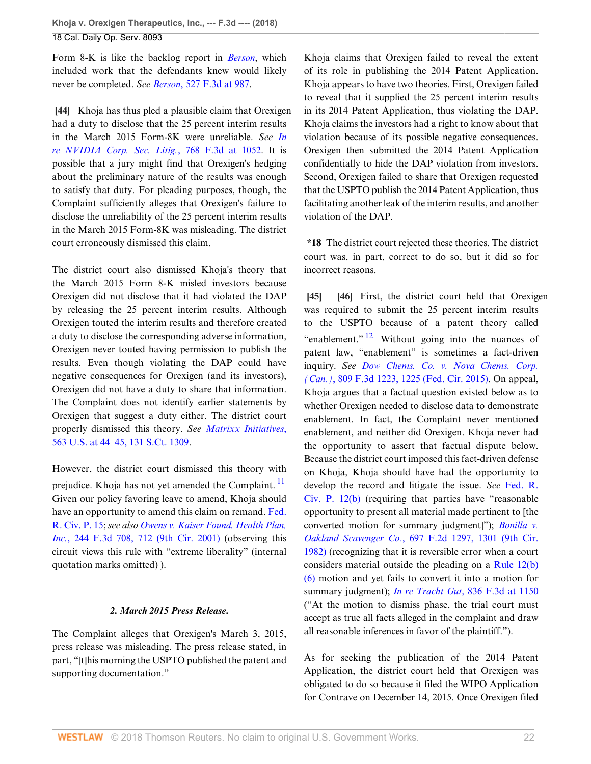Form 8-K is like the backlog report in *Berson*, which included work that the defendants knew would likely never be completed. *See Berson*, 527 F.3d at 987.

**[44]** Khoja has thus pled a plausible claim that Orexigen had a duty to disclose that the 25 percent interim results in the March 2015 Form-8K were unreliable. *See In re NVIDIA Corp. Sec. Litig.*, 768 F.3d at 1052. It is possible that a jury might find that Orexigen's hedging about the preliminary nature of the results was enough to satisfy that duty. For pleading purposes, though, the Complaint sufficiently alleges that Orexigen's failure to disclose the unreliability of the 25 percent interim results in the March 2015 Form-8K was misleading. The district court erroneously dismissed this claim.

The district court also dismissed Khoja's theory that the March 2015 Form 8-K misled investors because Orexigen did not disclose that it had violated the DAP by releasing the 25 percent interim results. Although Orexigen touted the interim results and therefore created a duty to disclose the corresponding adverse information, Orexigen never touted having permission to publish the results. Even though violating the DAP could have negative consequences for Orexigen (and its investors), Orexigen did not have a duty to share that information. The Complaint does not identify earlier statements by Orexigen that suggest a duty either. The district court properly dismissed this theory. *See Matrixx Initiatives*, 563 U.S. at 44–45, 131 S.Ct. 1309.

However, the district court dismissed this theory with prejudice. Khoja has not yet amended the Complaint.[11] Given our policy favoring leave to amend, Khoja should have an opportunity to amend this claim on remand. Fed. R. Civ. P. 15; *see also Owens v. Kaiser Found. Health Plan, Inc.*, 244 F.3d 708, 712 (9th Cir. 2001) (observing this circuit views this rule with "extreme liberality" (internal quotation marks omitted) ).

### *2. March 2015 Press Release.*

The Complaint alleges that Orexigen's March 3, 2015, press release was misleading. The press release stated, in part, "[t]his morning the USPTO published the patent and supporting documentation."

Khoja claims that Orexigen failed to reveal the extent of its role in publishing the 2014 Patent Application. Khoja appears to have two theories. First, Orexigen failed to reveal that it supplied the 25 percent interim results in its 2014 Patent Application, thus violating the DAP. Khoja claims the investors had a right to know about that violation because of its possible negative consequences. Orexigen then submitted the 2014 Patent Application confidentially to hide the DAP violation from investors. Second, Orexigen failed to share that Orexigen requested that the USPTO publish the 2014 Patent Application, thus facilitating another leak of the interim results, and another violation of the DAP.

**\*18** The district court rejected these theories. The district court was, in part, correct to do so, but it did so for incorrect reasons.

**[45]** **[46]** First, the district court held that Orexigen was required to submit the 25 percent interim results to the USPTO because of a patent theory called "enablement."[12] Without going into the nuances of patent law, "enablement" is sometimes a fact-driven inquiry. *See Dow Chems. Co. v. Nova Chems. Corp. (Can.)*, 809 F.3d 1223, 1225 (Fed. Cir. 2015). On appeal, Khoja argues that a factual question existed below as to whether Orexigen needed to disclose data to demonstrate enablement. In fact, the Complaint never mentioned enablement, and neither did Orexigen. Khoja never had the opportunity to assert that factual dispute below. Because the district court imposed this fact-driven defense on Khoja, Khoja should have had the opportunity to develop the record and litigate the issue. *See* Fed. R. Civ. P. 12(b) (requiring that parties have "reasonable opportunity to present all material made pertinent to [the converted motion for summary judgment]"); *Bonilla v. Oakland Scavenger Co.*, 697 F.2d 1297, 1301 (9th Cir. 1982) (recognizing that it is reversible error when a court considers material outside the pleading on a Rule 12(b)(6) motion and yet fails to convert it into a motion for summary judgment); *In re Tracht Gut*, 836 F.3d at 1150 ("At the motion to dismiss phase, the trial court must accept as true all facts alleged in the complaint and draw all reasonable inferences in favor of the plaintiff.").

As for seeking the publication of the 2014 Patent Application, the district court held that Orexigen was obligated to do so because it filed the WIPO Application for Contrave on December 14, 2015. Once Orexigen filed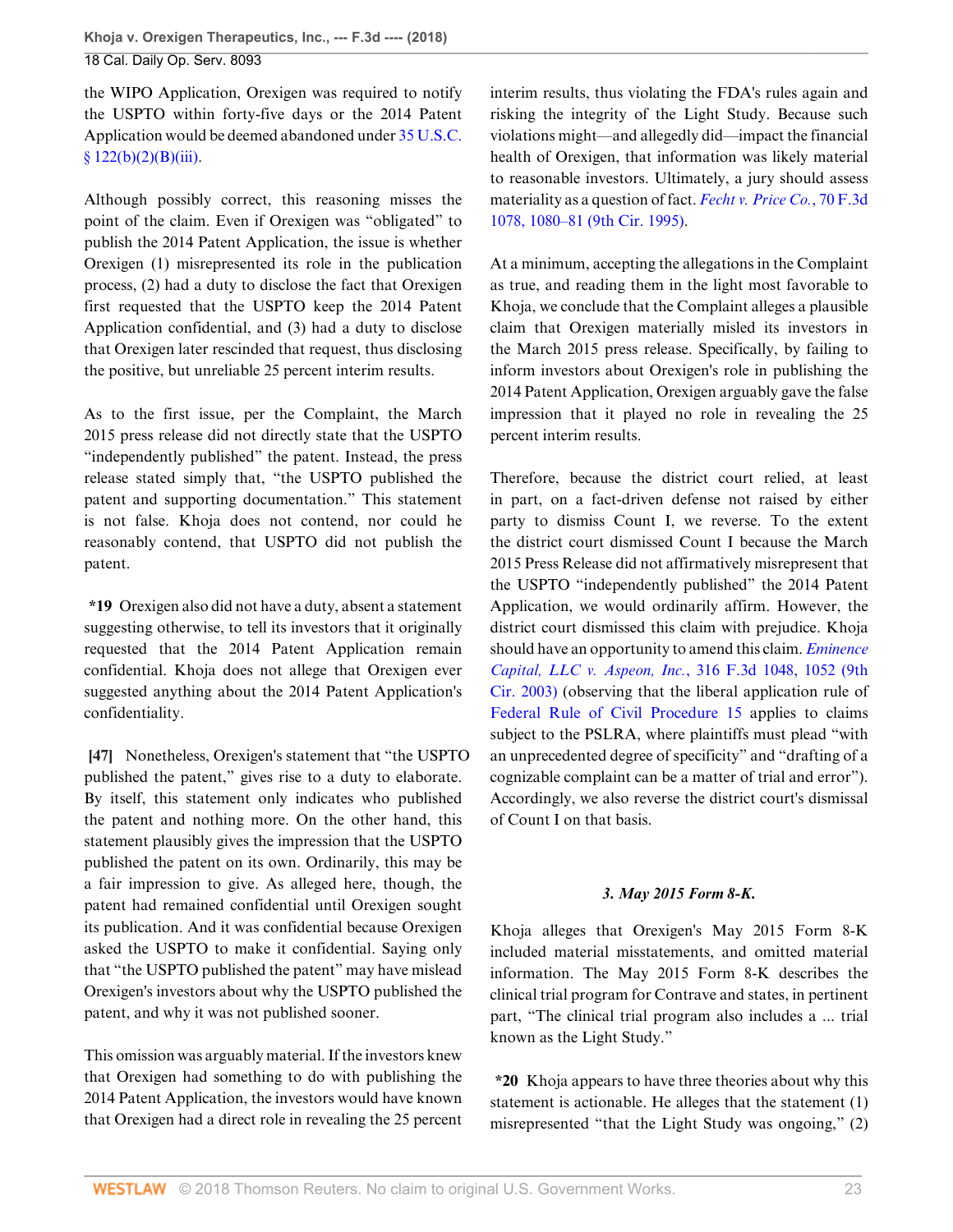the WIPO Application, Orexigen was required to notify the USPTO within forty-five days or the 2014 Patent Application would be deemed abandoned under 35 U.S.C. § 122(b)(2)(B)(iii).

Although possibly correct, this reasoning misses the point of the claim. Even if Orexigen was "obligated" to publish the 2014 Patent Application, the issue is whether Orexigen (1) misrepresented its role in the publication process, (2) had a duty to disclose the fact that Orexigen first requested that the USPTO keep the 2014 Patent Application confidential, and (3) had a duty to disclose that Orexigen later rescinded that request, thus disclosing the positive, but unreliable 25 percent interim results.

As to the first issue, per the Complaint, the March 2015 press release did not directly state that the USPTO "independently published" the patent. Instead, the press release stated simply that, "the USPTO published the patent and supporting documentation." This statement is not false. Khoja does not contend, nor could he reasonably contend, that USPTO did not publish the patent.

**\*19** Orexigen also did not have a duty, absent a statement suggesting otherwise, to tell its investors that it originally requested that the 2014 Patent Application remain confidential. Khoja does not allege that Orexigen ever suggested anything about the 2014 Patent Application's confidentiality.

**[47]** Nonetheless, Orexigen's statement that "the USPTO published the patent," gives rise to a duty to elaborate. By itself, this statement only indicates who published the patent and nothing more. On the other hand, this statement plausibly gives the impression that the USPTO published the patent on its own. Ordinarily, this may be a fair impression to give. As alleged here, though, the patent had remained confidential until Orexigen sought its publication. And it was confidential because Orexigen asked the USPTO to make it confidential. Saying only that "the USPTO published the patent" may have mislead Orexigen's investors about why the USPTO published the patent, and why it was not published sooner.

This omission was arguably material. If the investors knew that Orexigen had something to do with publishing the 2014 Patent Application, the investors would have known that Orexigen had a direct role in revealing the 25 percent interim results, thus violating the FDA's rules again and risking the integrity of the Light Study. Because such violations might—and allegedly did—impact the financial health of Orexigen, that information was likely material to reasonable investors. Ultimately, a jury should assess materiality as a question of fact. *Fecht v. Price Co.*, 70 F.3d 1078, 1080–81 (9th Cir. 1995).

At a minimum, accepting the allegations in the Complaint as true, and reading them in the light most favorable to Khoja, we conclude that the Complaint alleges a plausible claim that Orexigen materially misled its investors in the March 2015 press release. Specifically, by failing to inform investors about Orexigen's role in publishing the 2014 Patent Application, Orexigen arguably gave the false impression that it played no role in revealing the 25 percent interim results.

Therefore, because the district court relied, at least in part, on a fact-driven defense not raised by either party to dismiss Count I, we reverse. To the extent the district court dismissed Count I because the March 2015 Press Release did not affirmatively misrepresent that the USPTO "independently published" the 2014 Patent Application, we would ordinarily affirm. However, the district court dismissed this claim with prejudice. Khoja should have an opportunity to amend this claim. *Eminence Capital, LLC v. Aspeon, Inc.*, 316 F.3d 1048, 1052 (9th Cir. 2003) (observing that the liberal application rule of Federal Rule of Civil Procedure 15 applies to claims subject to the PSLRA, where plaintiffs must plead "with an unprecedented degree of specificity" and "drafting of a cognizable complaint can be a matter of trial and error"). Accordingly, we also reverse the district court's dismissal of Count I on that basis.

### *3. May 2015 Form 8-K.*

Khoja alleges that Orexigen's May 2015 Form 8-K included material misstatements, and omitted material information. The May 2015 Form 8-K describes the clinical trial program for Contrave and states, in pertinent part, "The clinical trial program also includes a ... trial known as the Light Study."

**\*20** Khoja appears to have three theories about why this statement is actionable. He alleges that the statement (1) misrepresented "that the Light Study was ongoing," (2)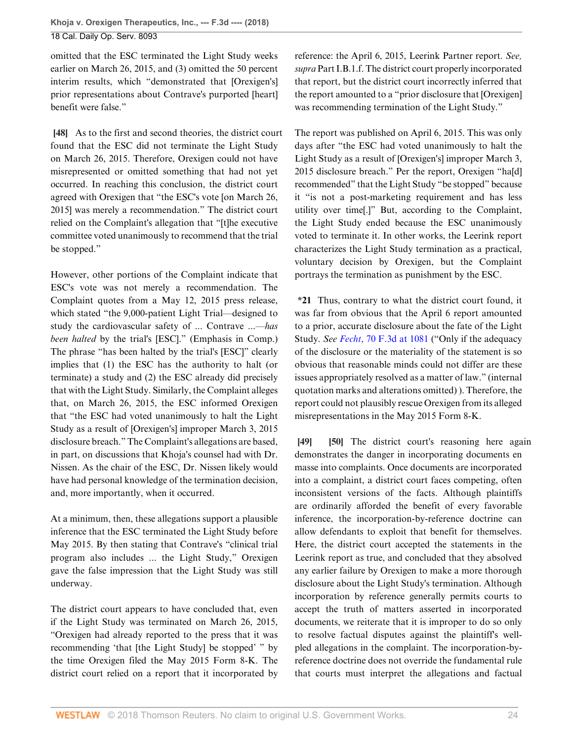omitted that the ESC terminated the Light Study weeks earlier on March 26, 2015, and (3) omitted the 50 percent interim results, which "demonstrated that [Orexigen's] prior representations about Contrave's purported [heart] benefit were false."

**[48]** As to the first and second theories, the district court found that the ESC did not terminate the Light Study on March 26, 2015. Therefore, Orexigen could not have misrepresented or omitted something that had not yet occurred. In reaching this conclusion, the district court agreed with Orexigen that "the ESC's vote [on March 26, 2015] was merely a recommendation." The district court relied on the Complaint's allegation that "[t]he executive committee voted unanimously to recommend that the trial be stopped."

However, other portions of the Complaint indicate that ESC's vote was not merely a recommendation. The Complaint quotes from a May 12, 2015 press release, which stated "the 9,000-patient Light Trial—designed to study the cardiovascular safety of ... Contrave ...—*has been halted* by the trial's [ESC]." (Emphasis in Comp.) The phrase "has been halted by the trial's [ESC]" clearly implies that (1) the ESC has the authority to halt (or terminate) a study and (2) the ESC already did precisely that with the Light Study. Similarly, the Complaint alleges that, on March 26, 2015, the ESC informed Orexigen that "the ESC had voted unanimously to halt the Light Study as a result of [Orexigen's] improper March 3, 2015 disclosure breach." The Complaint's allegations are based, in part, on discussions that Khoja's counsel had with Dr. Nissen. As the chair of the ESC, Dr. Nissen likely would have had personal knowledge of the termination decision, and, more importantly, when it occurred.

At a minimum, then, these allegations support a plausible inference that the ESC terminated the Light Study before May 2015. By then stating that Contrave's "clinical trial program also includes ... the Light Study," Orexigen gave the false impression that the Light Study was still underway.

The district court appears to have concluded that, even if the Light Study was terminated on March 26, 2015, "Orexigen had already reported to the press that it was recommending 'that [the Light Study] be stopped' " by the time Orexigen filed the May 2015 Form 8-K. The district court relied on a report that it incorporated by reference: the April 6, 2015, Leerink Partner report. *See, supra* Part I.B.1.f. The district court properly incorporated that report, but the district court incorrectly inferred that the report amounted to a "prior disclosure that [Orexigen] was recommending termination of the Light Study."

The report was published on April 6, 2015. This was only days after "the ESC had voted unanimously to halt the Light Study as a result of [Orexigen's] improper March 3, 2015 disclosure breach." Per the report, Orexigen "ha[d] recommended" that the Light Study "be stopped" because it "is not a post-marketing requirement and has less utility over time[.]" But, according to the Complaint, the Light Study ended because the ESC unanimously voted to terminate it. In other works, the Leerink report characterizes the Light Study termination as a practical, voluntary decision by Orexigen, but the Complaint portrays the termination as punishment by the ESC.

**\*21** Thus, contrary to what the district court found, it was far from obvious that the April 6 report amounted to a prior, accurate disclosure about the fate of the Light Study. *See Fecht*, 70 F.3d at 1081 ("Only if the adequacy of the disclosure or the materiality of the statement is so obvious that reasonable minds could not differ are these issues appropriately resolved as a matter of law." (internal quotation marks and alterations omitted) ). Therefore, the report could not plausibly rescue Orexigen from its alleged misrepresentations in the May 2015 Form 8-K.

**[49]** **[50]** The district court's reasoning here again demonstrates the danger in incorporating documents en masse into complaints. Once documents are incorporated into a complaint, a district court faces competing, often inconsistent versions of the facts. Although plaintiffs are ordinarily afforded the benefit of every favorable inference, the incorporation-by-reference doctrine can allow defendants to exploit that benefit for themselves. Here, the district court accepted the statements in the Leerink report as true, and concluded that they absolved any earlier failure by Orexigen to make a more thorough disclosure about the Light Study's termination. Although incorporation by reference generally permits courts to accept the truth of matters asserted in incorporated documents, we reiterate that it is improper to do so only to resolve factual disputes against the plaintiff's well-pled allegations in the complaint. The incorporation-by-reference doctrine does not override the fundamental rule that courts must interpret the allegations and factual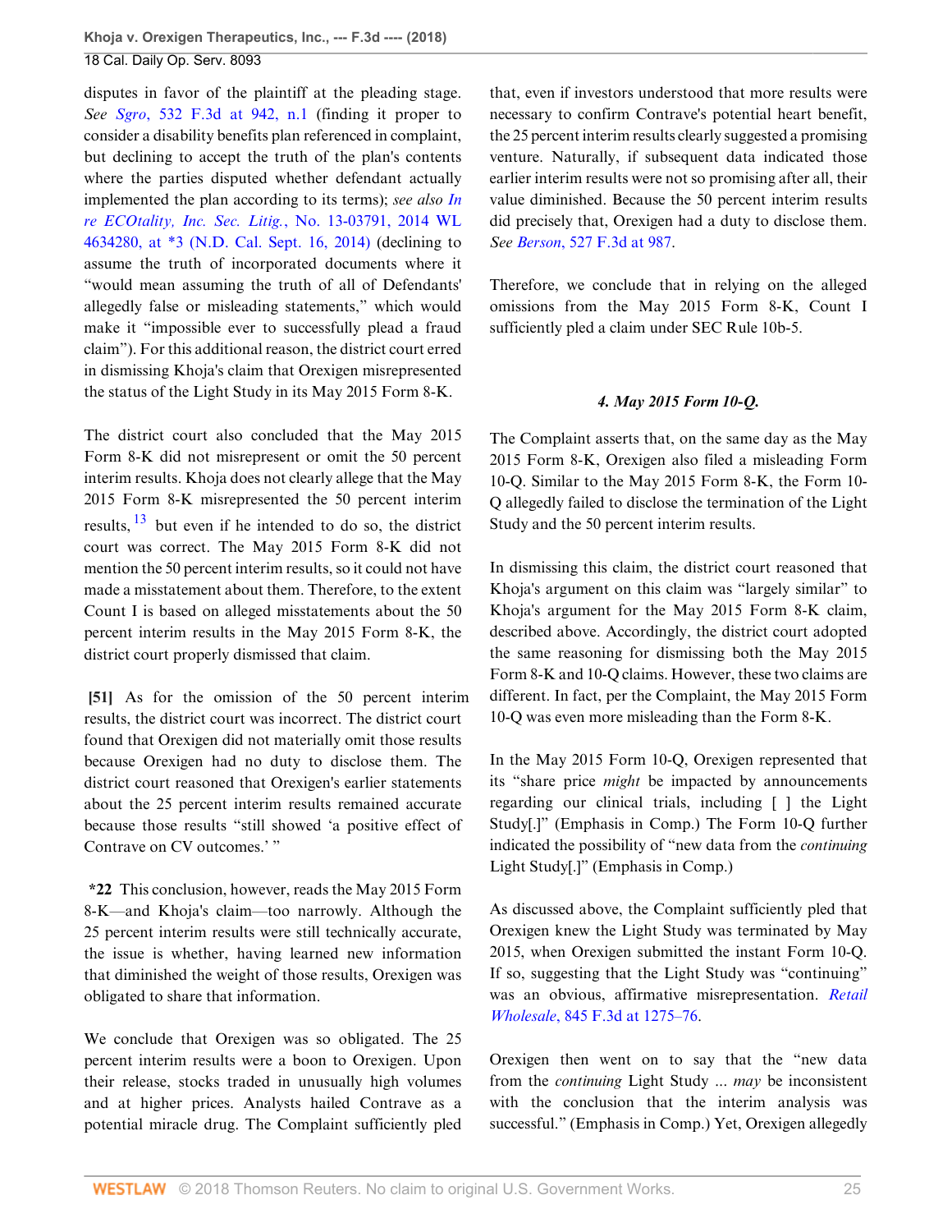disputes in favor of the plaintiff at the pleading stage. *See Sgro*, 532 F.3d at 942, n.1 (finding it proper to consider a disability benefits plan referenced in complaint, but declining to accept the truth of the plan's contents where the parties disputed whether defendant actually implemented the plan according to its terms); *see also In re ECOtality, Inc. Sec. Litig.*, No. 13-03791, 2014 WL 4634280, at *3 (N.D. Cal. Sept. 16, 2014) (declining to assume the truth of incorporated documents where it "would mean assuming the truth of all of Defendants' allegedly false or misleading statements," which would make it "impossible ever to successfully plead a fraud claim"). For this additional reason, the district court erred in dismissing Khoja's claim that Orexigen misrepresented the status of the Light Study in its May 2015 Form 8-K.

The district court also concluded that the May 2015 Form 8-K did not misrepresent or omit the 50 percent interim results. Khoja does not clearly allege that the May 2015 Form 8-K misrepresented the 50 percent interim results,[13] but even if he intended to do so, the district court was correct. The May 2015 Form 8-K did not mention the 50 percent interim results, so it could not have made a misstatement about them. Therefore, to the extent Count I is based on alleged misstatements about the 50 percent interim results in the May 2015 Form 8-K, the district court properly dismissed that claim.

**[51]** As for the omission of the 50 percent interim results, the district court was incorrect. The district court found that Orexigen did not materially omit those results because Orexigen had no duty to disclose them. The district court reasoned that Orexigen's earlier statements about the 25 percent interim results remained accurate because those results "still showed 'a positive effect of Contrave on CV outcomes.' "

**\*22** This conclusion, however, reads the May 2015 Form 8-K—and Khoja's claim—too narrowly. Although the 25 percent interim results were still technically accurate, the issue is whether, having learned new information that diminished the weight of those results, Orexigen was obligated to share that information.

We conclude that Orexigen was so obligated. The 25 percent interim results were a boon to Orexigen. Upon their release, stocks traded in unusually high volumes and at higher prices. Analysts hailed Contrave as a potential miracle drug. The Complaint sufficiently pled that, even if investors understood that more results were necessary to confirm Contrave's potential heart benefit, the 25 percent interim results clearly suggested a promising venture. Naturally, if subsequent data indicated those earlier interim results were not so promising after all, their value diminished. Because the 50 percent interim results did precisely that, Orexigen had a duty to disclose them. *See Berson*, 527 F.3d at 987.

Therefore, we conclude that in relying on the alleged omissions from the May 2015 Form 8-K, Count I sufficiently pled a claim under SEC Rule 10b-5.

#### *4. May 2015 Form 10-Q.*

The Complaint asserts that, on the same day as the May 2015 Form 8-K, Orexigen also filed a misleading Form 10-Q. Similar to the May 2015 Form 8-K, the Form 10-Q allegedly failed to disclose the termination of the Light Study and the 50 percent interim results.

In dismissing this claim, the district court reasoned that Khoja's argument on this claim was "largely similar" to Khoja's argument for the May 2015 Form 8-K claim, described above. Accordingly, the district court adopted the same reasoning for dismissing both the May 2015 Form 8-K and 10-Q claims. However, these two claims are different. In fact, per the Complaint, the May 2015 Form 10-Q was even more misleading than the Form 8-K.

In the May 2015 Form 10-Q, Orexigen represented that its "share price *might* be impacted by announcements regarding our clinical trials, including [ ] the Light Study[.]" (Emphasis in Comp.) The Form 10-Q further indicated the possibility of "new data from the *continuing* Light Study[.]" (Emphasis in Comp.)

As discussed above, the Complaint sufficiently pled that Orexigen knew the Light Study was terminated by May 2015, when Orexigen submitted the instant Form 10-Q. If so, suggesting that the Light Study was "continuing" was an obvious, affirmative misrepresentation. *Retail Wholesale*, 845 F.3d at 1275–76.

Orexigen then went on to say that the "new data from the *continuing* Light Study ... *may* be inconsistent with the conclusion that the interim analysis was successful." (Emphasis in Comp.) Yet, Orexigen allegedly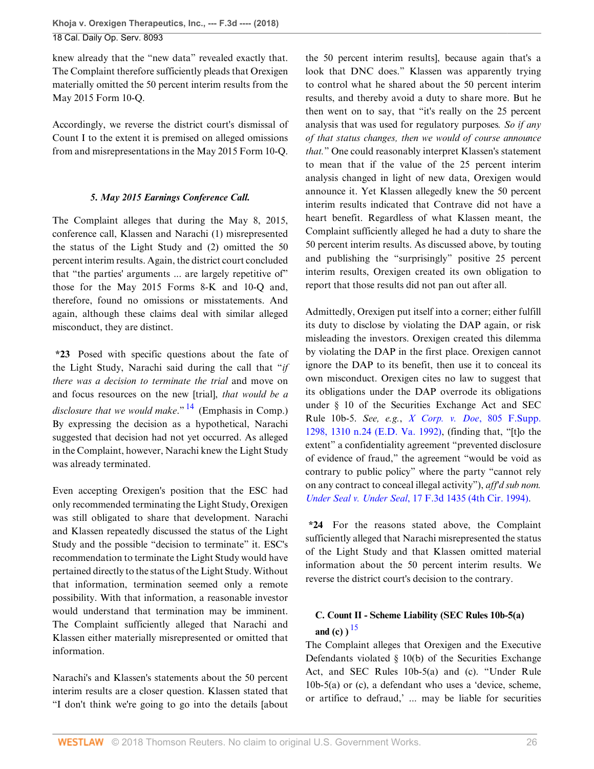knew already that the "new data" revealed exactly that. The Complaint therefore sufficiently pleads that Orexigen materially omitted the 50 percent interim results from the May 2015 Form 10-Q.

Accordingly, we reverse the district court's dismissal of Count I to the extent it is premised on alleged omissions from and misrepresentations in the May 2015 Form 10-Q.

### *5. May 2015 Earnings Conference Call.*

The Complaint alleges that during the May 8, 2015, conference call, Klassen and Narachi (1) misrepresented the status of the Light Study and (2) omitted the 50 percent interim results. Again, the district court concluded that "the parties' arguments ... are largely repetitive of" those for the May 2015 Forms 8-K and 10-Q and, therefore, found no omissions or misstatements. And again, although these claims deal with similar alleged misconduct, they are distinct.

**\*23** Posed with specific questions about the fate of the Light Study, Narachi said during the call that "*if there was a decision to terminate the trial* and move on and focus resources on the new [trial], *that would be a disclosure that we would make*." [14] (Emphasis in Comp.) By expressing the decision as a hypothetical, Narachi suggested that decision had not yet occurred. As alleged in the Complaint, however, Narachi knew the Light Study was already terminated.

Even accepting Orexigen's position that the ESC had only recommended terminating the Light Study, Orexigen was still obligated to share that development. Narachi and Klassen repeatedly discussed the status of the Light Study and the possible "decision to terminate" it. ESC's recommendation to terminate the Light Study would have pertained directly to the status of the Light Study. Without that information, termination seemed only a remote possibility. With that information, a reasonable investor would understand that termination may be imminent. The Complaint sufficiently alleged that Narachi and Klassen either materially misrepresented or omitted that information.

Narachi's and Klassen's statements about the 50 percent interim results are a closer question. Klassen stated that "I don't think we're going to go into the details [about the 50 percent interim results], because again that's a look that DNC does." Klassen was apparently trying to control what he shared about the 50 percent interim results, and thereby avoid a duty to share more. But he then went on to say, that "it's really on the 25 percent analysis that was used for regulatory purposes. *So if any of that status changes, then we would of course announce that.*" One could reasonably interpret Klassen's statement to mean that if the value of the 25 percent interim analysis changed in light of new data, Orexigen would announce it. Yet Klassen allegedly knew the 50 percent interim results indicated that Contrave did not have a heart benefit. Regardless of what Klassen meant, the Complaint sufficiently alleged he had a duty to share the 50 percent interim results. As discussed above, by touting and publishing the "surprisingly" positive 25 percent interim results, Orexigen created its own obligation to report that those results did not pan out after all.

Admittedly, Orexigen put itself into a corner; either fulfill its duty to disclose by violating the DAP again, or risk misleading the investors. Orexigen created this dilemma by violating the DAP in the first place. Orexigen cannot ignore the DAP to its benefit, then use it to conceal its own misconduct. Orexigen cites no law to suggest that its obligations under the DAP override its obligations under § 10 of the Securities Exchange Act and SEC Rule 10b-5. *See, e.g.*, *X Corp. v. Doe*, 805 F.Supp. 1298, 1310 n.24 (E.D. Va. 1992), (finding that, "[t]o the extent" a confidentiality agreement "prevented disclosure of evidence of fraud," the agreement "would be void as contrary to public policy" where the party "cannot rely on any contract to conceal illegal activity"), *aff'd sub nom. Under Seal v. Under Seal*, 17 F.3d 1435 (4th Cir. 1994).

**\*24** For the reasons stated above, the Complaint sufficiently alleged that Narachi misrepresented the status of the Light Study and that Klassen omitted material information about the 50 percent interim results. We reverse the district court's decision to the contrary.

### C. Count II - Scheme Liability (SEC Rules 10b-5(a) and (c)) [15]

The Complaint alleges that Orexigen and the Executive Defendants violated § 10(b) of the Securities Exchange Act, and SEC Rules 10b-5(a) and (c). "Under Rule 10b-5(a) or (c), a defendant who uses a 'device, scheme, or artifice to defraud,' ... may be liable for securities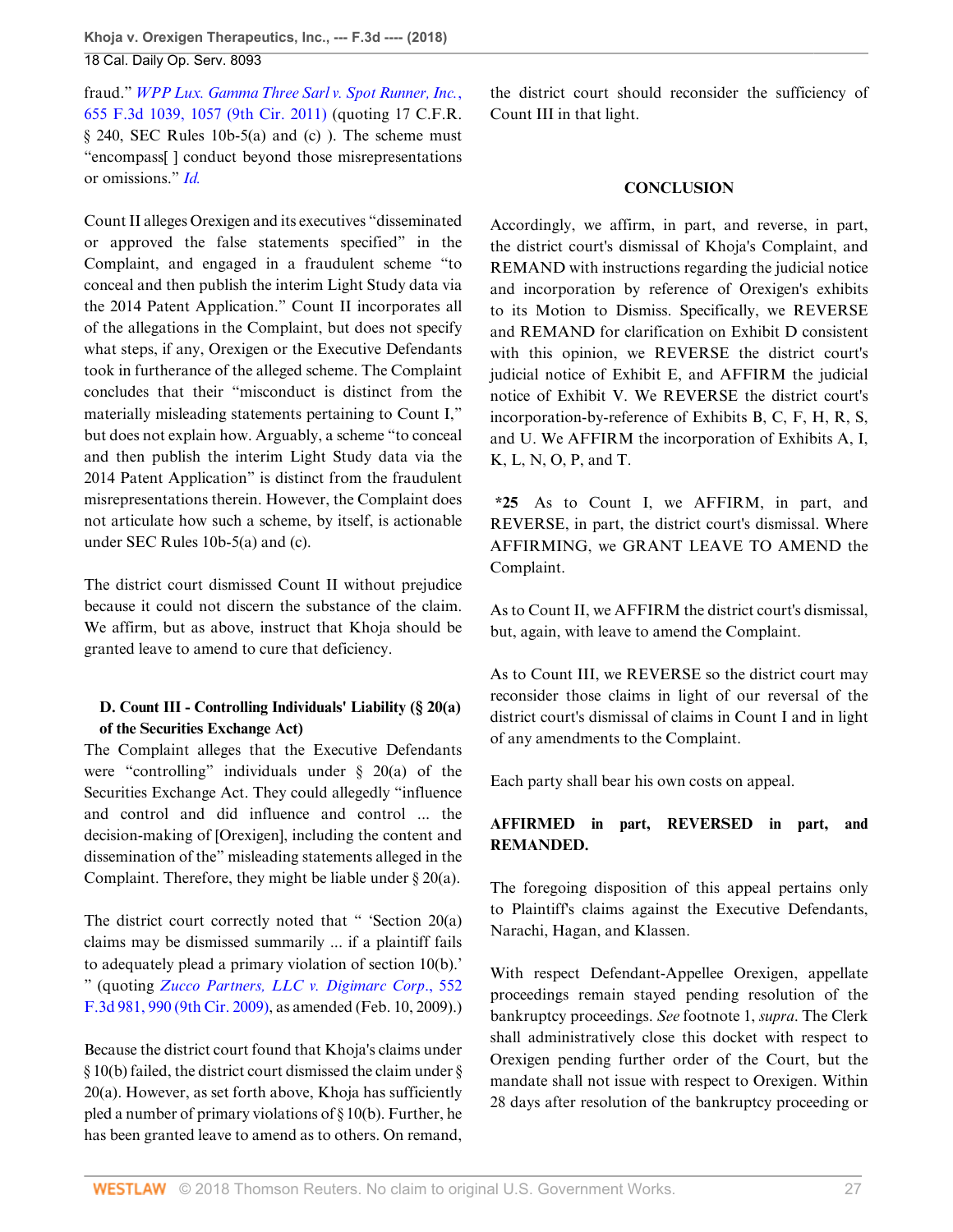fraud." *WPP Lux. Gamma Three Sarl v. Spot Runner, Inc.*, 655 F.3d 1039, 1057 (9th Cir. 2011) (quoting 17 C.F.R. § 240, SEC Rules 10b-5(a) and (c) ). The scheme must "encompass[ ] conduct beyond those misrepresentations or omissions." *Id.*

Count II alleges Orexigen and its executives "disseminated or approved the false statements specified" in the Complaint, and engaged in a fraudulent scheme "to conceal and then publish the interim Light Study data via the 2014 Patent Application." Count II incorporates all of the allegations in the Complaint, but does not specify what steps, if any, Orexigen or the Executive Defendants took in furtherance of the alleged scheme. The Complaint concludes that their "misconduct is distinct from the materially misleading statements pertaining to Count I," but does not explain how. Arguably, a scheme "to conceal and then publish the interim Light Study data via the 2014 Patent Application" is distinct from the fraudulent misrepresentations therein. However, the Complaint does not articulate how such a scheme, by itself, is actionable under SEC Rules 10b-5(a) and (c).

The district court dismissed Count II without prejudice because it could not discern the substance of the claim. We affirm, but as above, instruct that Khoja should be granted leave to amend to cure that deficiency.

### D. Count III - Controlling Individuals' Liability (§ 20(a) of the Securities Exchange Act)

The Complaint alleges that the Executive Defendants were "controlling" individuals under § 20(a) of the Securities Exchange Act. They could allegedly "influence and control and did influence and control ... the decision-making of [Orexigen], including the content and dissemination of the" misleading statements alleged in the Complaint. Therefore, they might be liable under § 20(a).

The district court correctly noted that " 'Section 20(a) claims may be dismissed summarily ... if a plaintiff fails to adequately plead a primary violation of section 10(b).' " (quoting *Zucco Partners, LLC v. Digimarc Corp.*, 552 F.3d 981, 990 (9th Cir. 2009), as amended (Feb. 10, 2009).)

Because the district court found that Khoja's claims under § 10(b) failed, the district court dismissed the claim under § 20(a). However, as set forth above, Khoja has sufficiently pled a number of primary violations of § 10(b). Further, he has been granted leave to amend as to others. On remand, the district court should reconsider the sufficiency of Count III in that light.

## CONCLUSION

Accordingly, we affirm, in part, and reverse, in part, the district court's dismissal of Khoja's Complaint, and REMAND with instructions regarding the judicial notice and incorporation by reference of Orexigen's exhibits to its Motion to Dismiss. Specifically, we REVERSE and REMAND for clarification on Exhibit D consistent with this opinion, we REVERSE the district court's judicial notice of Exhibit E, and AFFIRM the judicial notice of Exhibit V. We REVERSE the district court's incorporation-by-reference of Exhibits B, C, F, H, R, S, and U. We AFFIRM the incorporation of Exhibits A, I, K, L, N, O, P, and T.

**\*25** As to Count I, we AFFIRM, in part, and REVERSE, in part, the district court's dismissal. Where AFFIRMING, we GRANT LEAVE TO AMEND the Complaint.

As to Count II, we AFFIRM the district court's dismissal, but, again, with leave to amend the Complaint.

As to Count III, we REVERSE so the district court may reconsider those claims in light of our reversal of the district court's dismissal of claims in Count I and in light of any amendments to the Complaint.

Each party shall bear his own costs on appeal.

**AFFIRMED in part, REVERSED in part, and REMANDED.**

The foregoing disposition of this appeal pertains only to Plaintiff's claims against the Executive Defendants, Narachi, Hagan, and Klassen.

With respect Defendant-Appellee Orexigen, appellate proceedings remain stayed pending resolution of the bankruptcy proceedings. *See* footnote 1, *supra*. The Clerk shall administratively close this docket with respect to Orexigen pending further order of the Court, but the mandate shall not issue with respect to Orexigen. Within 28 days after resolution of the bankruptcy proceeding or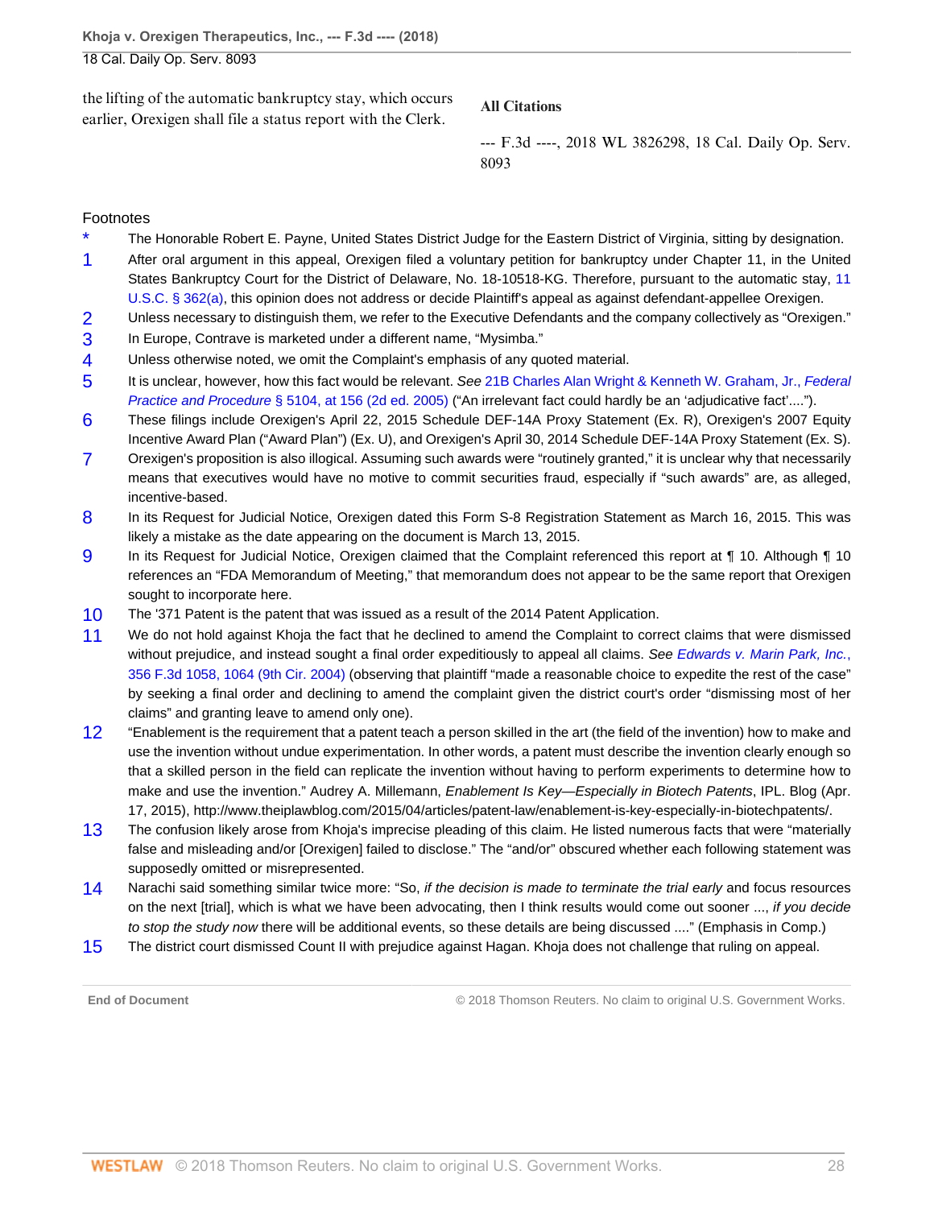the lifting of the automatic bankruptcy stay, which occurs earlier, Orexigen shall file a status report with the Clerk.

**All Citations**

--- F.3d ----, 2018 WL 3826298, 18 Cal. Daily Op. Serv. 8093

Footnotes

\* The Honorable Robert E. Payne, United States District Judge for the Eastern District of Virginia, sitting by designation.

1 After oral argument in this appeal, Orexigen filed a voluntary petition for bankruptcy under Chapter 11, in the United States Bankruptcy Court for the District of Delaware, No. 18-10518-KG. Therefore, pursuant to the automatic stay, 11 U.S.C. § 362(a), this opinion does not address or decide Plaintiff's appeal as against defendant-appellee Orexigen.

2 Unless necessary to distinguish them, we refer to the Executive Defendants and the company collectively as "Orexigen."

3 In Europe, Contrave is marketed under a different name, "Mysimba."

4 Unless otherwise noted, we omit the Complaint's emphasis of any quoted material.

5 It is unclear, however, how this fact would be relevant. *See* 21B Charles Alan Wright & Kenneth W. Graham, Jr., *Federal Practice and Procedure* § 5104, at 156 (2d ed. 2005) ("An irrelevant fact could hardly be an 'adjudicative fact'....").

6 These filings include Orexigen's April 22, 2015 Schedule DEF-14A Proxy Statement (Ex. R), Orexigen's 2007 Equity Incentive Award Plan ("Award Plan") (Ex. U), and Orexigen's April 30, 2014 Schedule DEF-14A Proxy Statement (Ex. S).

7 Orexigen's proposition is also illogical. Assuming such awards were "routinely granted," it is unclear why that necessarily means that executives would have no motive to commit securities fraud, especially if "such awards" are, as alleged, incentive-based.

8 In its Request for Judicial Notice, Orexigen dated this Form S-8 Registration Statement as March 16, 2015. This was likely a mistake as the date appearing on the document is March 13, 2015.

9 In its Request for Judicial Notice, Orexigen claimed that the Complaint referenced this report at ¶ 10. Although ¶ 10 references an "FDA Memorandum of Meeting," that memorandum does not appear to be the same report that Orexigen sought to incorporate here.

10 The '371 Patent is the patent that was issued as a result of the 2014 Patent Application.

11 We do not hold against Khoja the fact that he declined to amend the Complaint to correct claims that were dismissed without prejudice, and instead sought a final order expeditiously to appeal all claims. *See* *Edwards v. Marin Park, Inc.*, 356 F.3d 1058, 1064 (9th Cir. 2004) (observing that plaintiff "made a reasonable choice to expedite the rest of the case" by seeking a final order and declining to amend the complaint given the district court's order "dismissing most of her claims" and granting leave to amend only one).

12 "Enablement is the requirement that a patent teach a person skilled in the art (the field of the invention) how to make and use the invention without undue experimentation. In other words, a patent must describe the invention clearly enough so that a skilled person in the field can replicate the invention without having to perform experiments to determine how to make and use the invention." Audrey A. Millemann, *Enablement Is Key—Especially in Biotech Patents*, IPL. Blog (Apr. 17, 2015), http://www.theiplawblog.com/2015/04/articles/patent-law/enablement-is-key-especially-in-biotechpatents/.

13 The confusion likely arose from Khoja's imprecise pleading of this claim. He listed numerous facts that were "materially false and misleading and/or [Orexigen] failed to disclose." The "and/or" obscured whether each following statement was supposedly omitted or misrepresented.

14 Narachi said something similar twice more: "So, *if the decision is made to terminate the trial early* and focus resources on the next [trial], which is what we have been advocating, then I think results would come out sooner ..., *if you decide to stop the study now* there will be additional events, so these details are being discussed ...." (Emphasis in Comp.)

15 The district court dismissed Count II with prejudice against Hagan. Khoja does not challenge that ruling on appeal.

**End of Document** © 2018 Thomson Reuters. No claim to original U.S. Government Works.